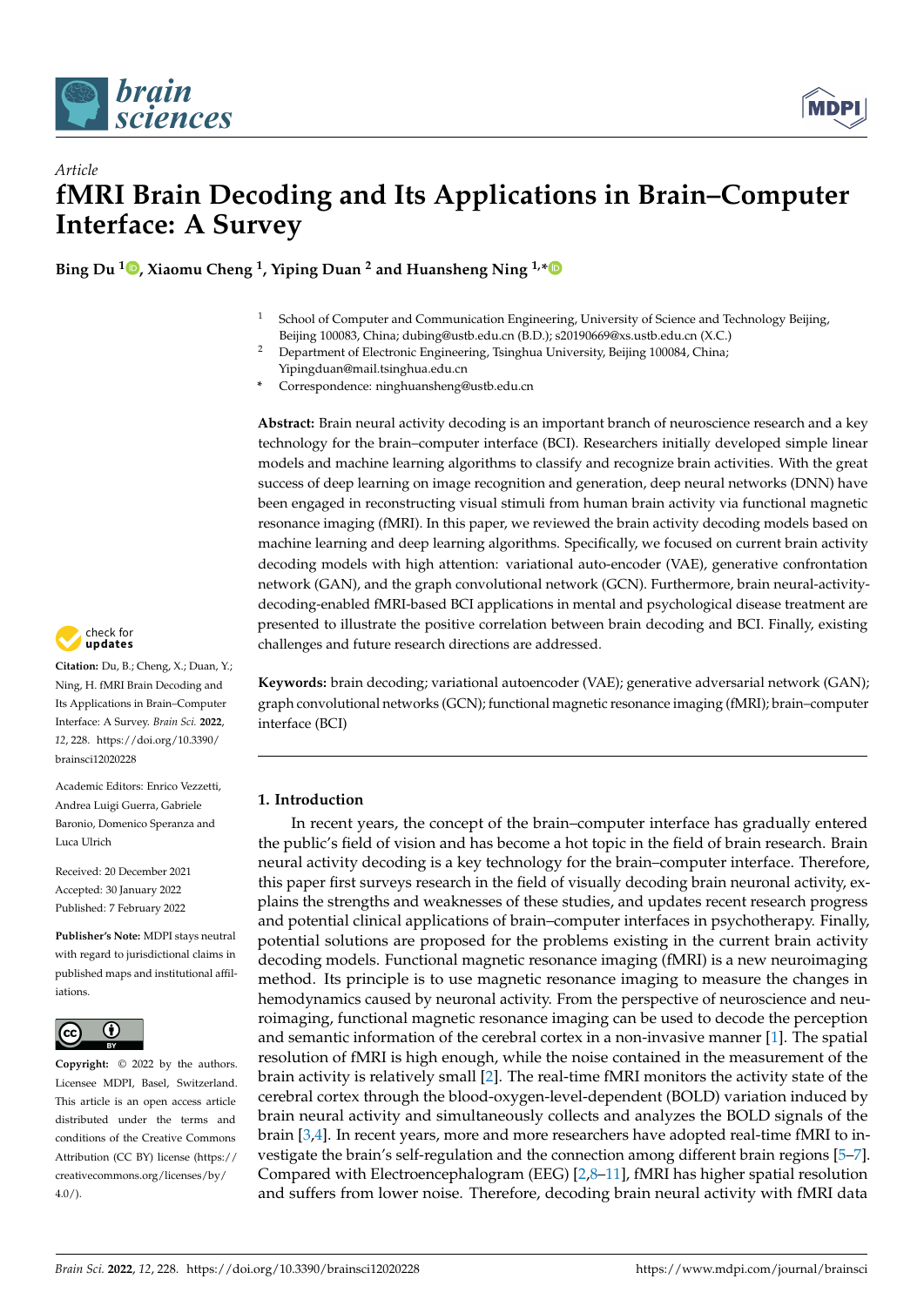Article

# fMRI Brain Decoding and Its Applications in Brain–Computer Interface: A Survey

**Bing Du [1], Xiaomu Cheng [1], Yiping Duan [2] and Huansheng Ning [1,*]**

[1] School of Computer and Communication Engineering, University of Science and Technology Beijing, Beijing 100083, China; dubing@ustb.edu.cn (B.D.); s20190669@xs.ustb.edu.cn (X.C.)

[2] Department of Electronic Engineering, Tsinghua University, Beijing 100084, China; Yipingduan@mail.tsinghua.edu.cn

* Correspondence: ninghuansheng@ustb.edu.cn

**Abstract:** Brain neural activity decoding is an important branch of neuroscience research and a key technology for the brain–computer interface (BCI). Researchers initially developed simple linear models and machine learning algorithms to classify and recognize brain activities. With the great success of deep learning on image recognition and generation, deep neural networks (DNN) have been engaged in reconstructing visual stimuli from human brain activity via functional magnetic resonance imaging (fMRI). In this paper, we reviewed the brain activity decoding models based on machine learning and deep learning algorithms. Specifically, we focused on current brain activity decoding models with high attention: variational auto-encoder (VAE), generative confrontation network (GAN), and the graph convolutional network (GCN). Furthermore, brain neural-activity-decoding-enabled fMRI-based BCI applications in mental and psychological disease treatment are presented to illustrate the positive correlation between brain decoding and BCI. Finally, existing challenges and future research directions are addressed.

**Keywords:** brain decoding; variational autoencoder (VAE); generative adversarial network (GAN); graph convolutional networks (GCN); functional magnetic resonance imaging (fMRI); brain–computer interface (BCI)

**Citation:** Du, B.; Cheng, X.; Duan, Y.; Ning, H. fMRI Brain Decoding and Its Applications in Brain–Computer Interface: A Survey. *Brain Sci.* **2022**, *12*, 228. https://doi.org/10.3390/brainsci12020228

Academic Editors: Enrico Vezzetti, Andrea Luigi Guerra, Gabriele Baronio, Domenico Speranza and Luca Ulrich

Received: 20 December 2021
Accepted: 30 January 2022
Published: 7 February 2022

**Publisher's Note:** MDPI stays neutral with regard to jurisdictional claims in published maps and institutional affiliations.

**Copyright:** © 2022 by the authors. Licensee MDPI, Basel, Switzerland. This article is an open access article distributed under the terms and conditions of the Creative Commons Attribution (CC BY) license (https://creativecommons.org/licenses/by/4.0/).

## 1. Introduction

In recent years, the concept of the brain–computer interface has gradually entered the public's field of vision and has become a hot topic in the field of brain research. Brain neural activity decoding is a key technology for the brain–computer interface. Therefore, this paper first surveys research in the field of visually decoding brain neuronal activity, explains the strengths and weaknesses of these studies, and updates recent research progress and potential clinical applications of brain–computer interfaces in psychotherapy. Finally, potential solutions are proposed for the problems existing in the current brain activity decoding models. Functional magnetic resonance imaging (fMRI) is a new neuroimaging method. Its principle is to use magnetic resonance imaging to measure the changes in hemodynamics caused by neuronal activity. From the perspective of neuroscience and neuroimaging, functional magnetic resonance imaging can be used to decode the perception and semantic information of the cerebral cortex in a non-invasive manner [1]. The spatial resolution of fMRI is high enough, while the noise contained in the measurement of the brain activity is relatively small [2]. The real-time fMRI monitors the activity state of the cerebral cortex through the blood-oxygen-level-dependent (BOLD) variation induced by brain neural activity and simultaneously collects and analyzes the BOLD signals of the brain [3,4]. In recent years, more and more researchers have adopted real-time fMRI to investigate the brain's self-regulation and the connection among different brain regions [5–7]. Compared with Electroencephalogram (EEG) [2,8–11], fMRI has higher spatial resolution and suffers from lower noise. Therefore, decoding brain neural activity with fMRI data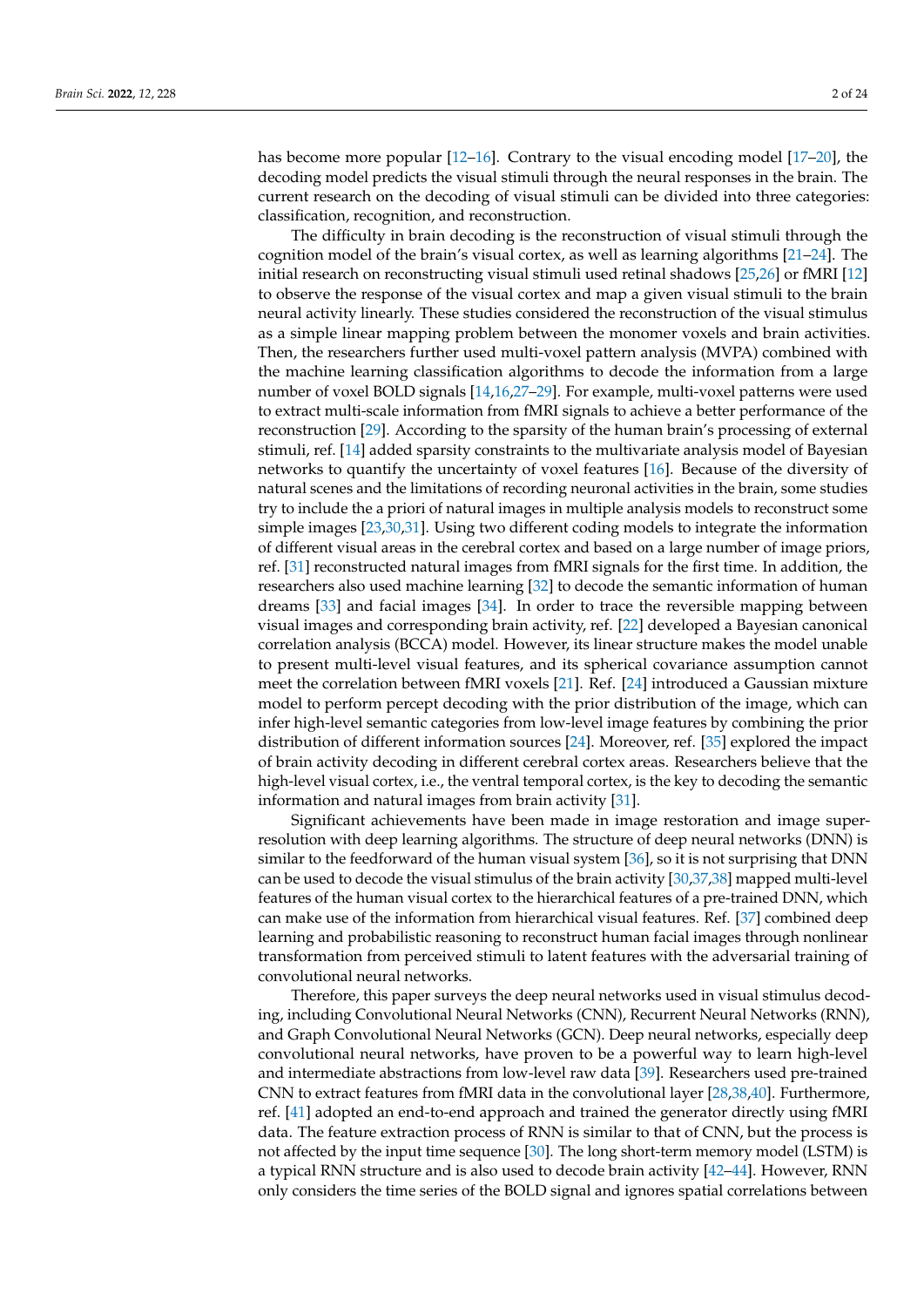has become more popular [12–16]. Contrary to the visual encoding model [17–20], the decoding model predicts the visual stimuli through the neural responses in the brain. The current research on the decoding of visual stimuli can be divided into three categories: classification, recognition, and reconstruction.

The difficulty in brain decoding is the reconstruction of visual stimuli through the cognition model of the brain's visual cortex, as well as learning algorithms [21–24]. The initial research on reconstructing visual stimuli used retinal shadows [25,26] or fMRI [12] to observe the response of the visual cortex and map a given visual stimuli to the brain neural activity linearly. These studies considered the reconstruction of the visual stimulus as a simple linear mapping problem between the monomer voxels and brain activities. Then, the researchers further used multi-voxel pattern analysis (MVPA) combined with the machine learning classification algorithms to decode the information from a large number of voxel BOLD signals [14,16,27–29]. For example, multi-voxel patterns were used to extract multi-scale information from fMRI signals to achieve a better performance of the reconstruction [29]. According to the sparsity of the human brain's processing of external stimuli, ref. [14] added sparsity constraints to the multivariate analysis model of Bayesian networks to quantify the uncertainty of voxel features [16]. Because of the diversity of natural scenes and the limitations of recording neuronal activities in the brain, some studies try to include the a priori of natural images in multiple analysis models to reconstruct some simple images [23,30,31]. Using two different coding models to integrate the information of different visual areas in the cerebral cortex and based on a large number of image priors, ref. [31] reconstructed natural images from fMRI signals for the first time. In addition, the researchers also used machine learning [32] to decode the semantic information of human dreams [33] and facial images [34]. In order to trace the reversible mapping between visual images and corresponding brain activity, ref. [22] developed a Bayesian canonical correlation analysis (BCCA) model. However, its linear structure makes the model unable to present multi-level visual features, and its spherical covariance assumption cannot meet the correlation between fMRI voxels [21]. Ref. [24] introduced a Gaussian mixture model to perform percept decoding with the prior distribution of the image, which can infer high-level semantic categories from low-level image features by combining the prior distribution of different information sources [24]. Moreover, ref. [35] explored the impact of brain activity decoding in different cerebral cortex areas. Researchers believe that the high-level visual cortex, i.e., the ventral temporal cortex, is the key to decoding the semantic information and natural images from brain activity [31].

Significant achievements have been made in image restoration and image super-resolution with deep learning algorithms. The structure of deep neural networks (DNN) is similar to the feedforward of the human visual system [36], so it is not surprising that DNN can be used to decode the visual stimulus of the brain activity [30,37,38] mapped multi-level features of the human visual cortex to the hierarchical features of a pre-trained DNN, which can make use of the information from hierarchical visual features. Ref. [37] combined deep learning and probabilistic reasoning to reconstruct human facial images through nonlinear transformation from perceived stimuli to latent features with the adversarial training of convolutional neural networks.

Therefore, this paper surveys the deep neural networks used in visual stimulus decoding, including Convolutional Neural Networks (CNN), Recurrent Neural Networks (RNN), and Graph Convolutional Neural Networks (GCN). Deep neural networks, especially deep convolutional neural networks, have proven to be a powerful way to learn high-level and intermediate abstractions from low-level raw data [39]. Researchers used pre-trained CNN to extract features from fMRI data in the convolutional layer [28,38,40]. Furthermore, ref. [41] adopted an end-to-end approach and trained the generator directly using fMRI data. The feature extraction process of RNN is similar to that of CNN, but the process is not affected by the input time sequence [30]. The long short-term memory model (LSTM) is a typical RNN structure and is also used to decode brain activity [42–44]. However, RNN only considers the time series of the BOLD signal and ignores spatial correlations between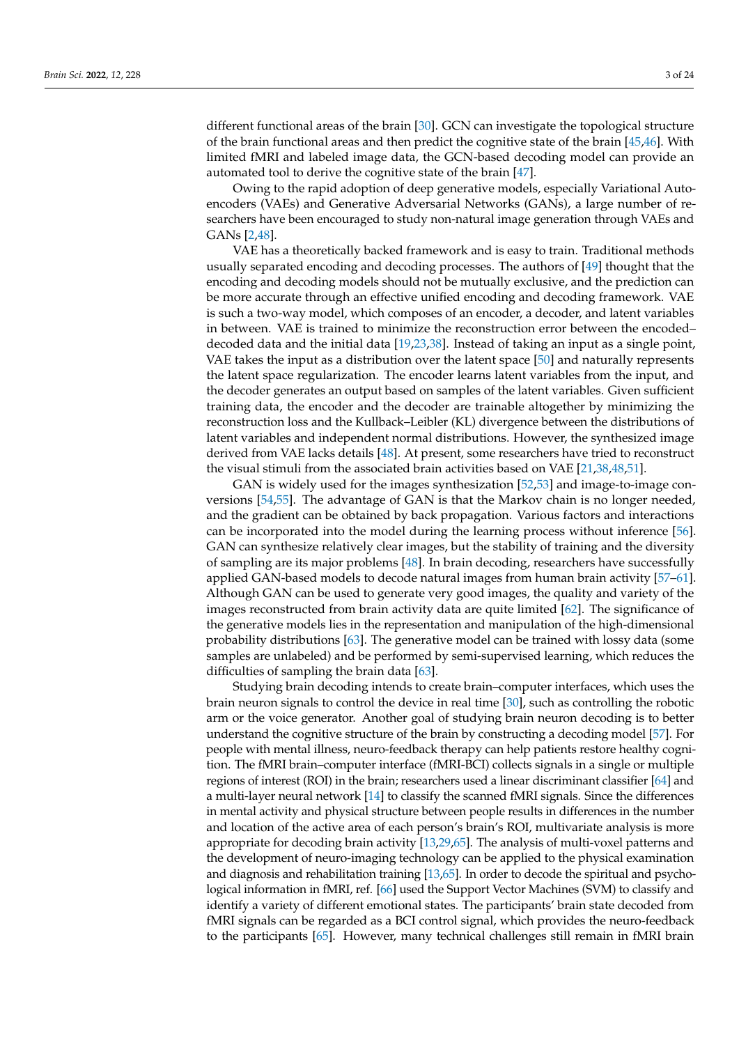different functional areas of the brain [30]. GCN can investigate the topological structure of the brain functional areas and then predict the cognitive state of the brain [45,46]. With limited fMRI and labeled image data, the GCN-based decoding model can provide an automated tool to derive the cognitive state of the brain [47].

Owing to the rapid adoption of deep generative models, especially Variational Autoencoders (VAEs) and Generative Adversarial Networks (GANs), a large number of researchers have been encouraged to study non-natural image generation through VAEs and GANs [2,48].

VAE has a theoretically backed framework and is easy to train. Traditional methods usually separated encoding and decoding processes. The authors of [49] thought that the encoding and decoding models should not be mutually exclusive, and the prediction can be more accurate through an effective unified encoding and decoding framework. VAE is such a two-way model, which composes of an encoder, a decoder, and latent variables in between. VAE is trained to minimize the reconstruction error between the encoded–decoded data and the initial data [19,23,38]. Instead of taking an input as a single point, VAE takes the input as a distribution over the latent space [50] and naturally represents the latent space regularization. The encoder learns latent variables from the input, and the decoder generates an output based on samples of the latent variables. Given sufficient training data, the encoder and the decoder are trainable altogether by minimizing the reconstruction loss and the Kullback–Leibler (KL) divergence between the distributions of latent variables and independent normal distributions. However, the synthesized image derived from VAE lacks details [48]. At present, some researchers have tried to reconstruct the visual stimuli from the associated brain activities based on VAE [21,38,48,51].

GAN is widely used for the images synthesization [52,53] and image-to-image conversions [54,55]. The advantage of GAN is that the Markov chain is no longer needed, and the gradient can be obtained by back propagation. Various factors and interactions can be incorporated into the model during the learning process without inference [56]. GAN can synthesize relatively clear images, but the stability of training and the diversity of sampling are its major problems [48]. In brain decoding, researchers have successfully applied GAN-based models to decode natural images from human brain activity [57–61]. Although GAN can be used to generate very good images, the quality and variety of the images reconstructed from brain activity data are quite limited [62]. The significance of the generative models lies in the representation and manipulation of the high-dimensional probability distributions [63]. The generative model can be trained with lossy data (some samples are unlabeled) and be performed by semi-supervised learning, which reduces the difficulties of sampling the brain data [63].

Studying brain decoding intends to create brain–computer interfaces, which uses the brain neuron signals to control the device in real time [30], such as controlling the robotic arm or the voice generator. Another goal of studying brain neuron decoding is to better understand the cognitive structure of the brain by constructing a decoding model [57]. For people with mental illness, neuro-feedback therapy can help patients restore healthy cognition. The fMRI brain–computer interface (fMRI-BCI) collects signals in a single or multiple regions of interest (ROI) in the brain; researchers used a linear discriminant classifier [64] and a multi-layer neural network [14] to classify the scanned fMRI signals. Since the differences in mental activity and physical structure between people results in differences in the number and location of the active area of each person's brain's ROI, multivariate analysis is more appropriate for decoding brain activity [13,29,65]. The analysis of multi-voxel patterns and the development of neuro-imaging technology can be applied to the physical examination and diagnosis and rehabilitation training [13,65]. In order to decode the spiritual and psychological information in fMRI, ref. [66] used the Support Vector Machines (SVM) to classify and identify a variety of different emotional states. The participants' brain state decoded from fMRI signals can be regarded as a BCI control signal, which provides the neuro-feedback to the participants [65]. However, many technical challenges still remain in fMRI brain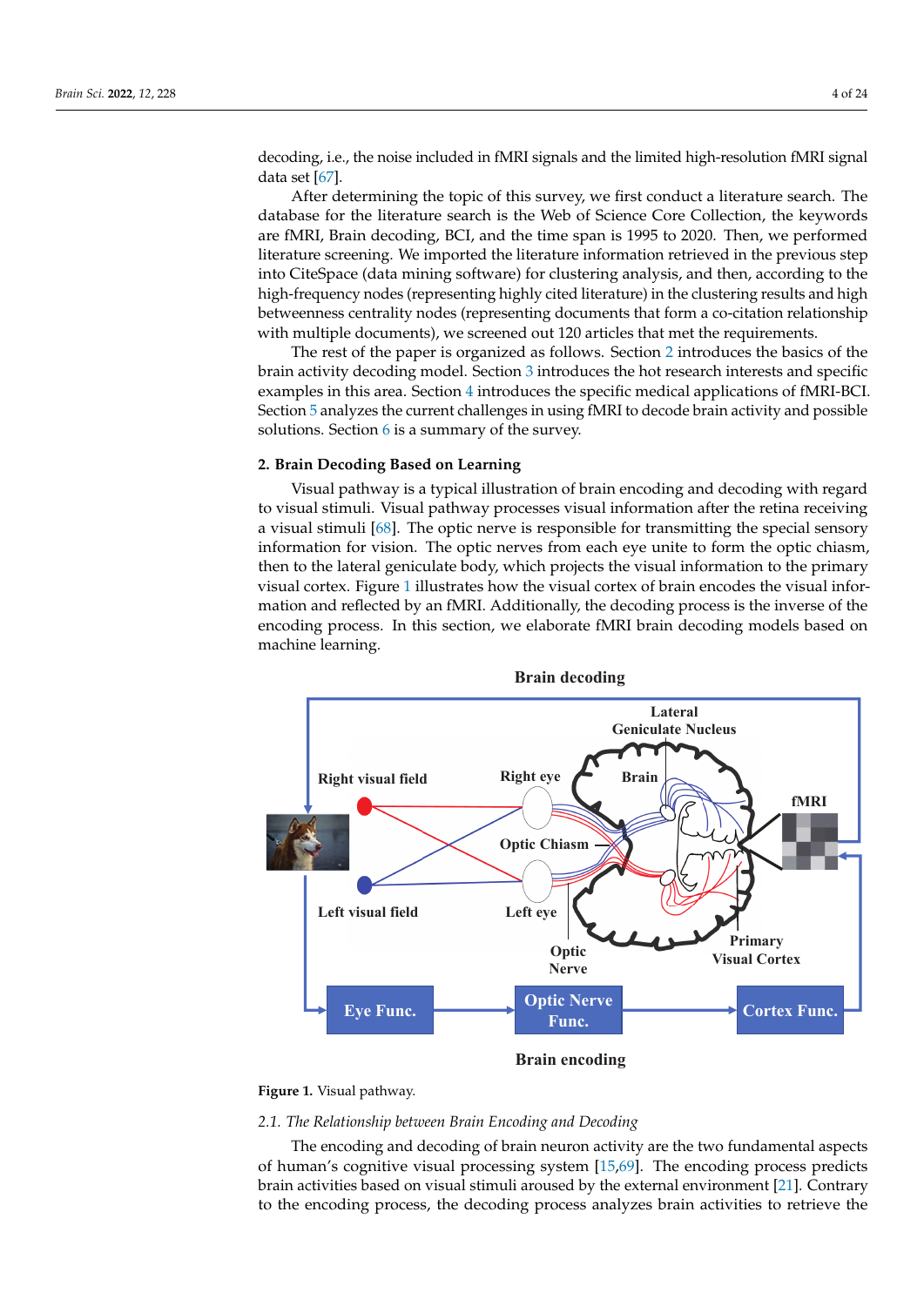decoding, i.e., the noise included in fMRI signals and the limited high-resolution fMRI signal data set [67].

After determining the topic of this survey, we first conduct a literature search. The database for the literature search is the Web of Science Core Collection, the keywords are fMRI, Brain decoding, BCI, and the time span is 1995 to 2020. Then, we performed literature screening. We imported the literature information retrieved in the previous step into CiteSpace (data mining software) for clustering analysis, and then, according to the high-frequency nodes (representing highly cited literature) in the clustering results and high betweenness centrality nodes (representing documents that form a co-citation relationship with multiple documents), we screened out 120 articles that met the requirements.

The rest of the paper is organized as follows. Section 2 introduces the basics of the brain activity decoding model. Section 3 introduces the hot research interests and specific examples in this area. Section 4 introduces the specific medical applications of fMRI-BCI. Section 5 analyzes the current challenges in using fMRI to decode brain activity and possible solutions. Section 6 is a summary of the survey.

## 2. Brain Decoding Based on Learning

Visual pathway is a typical illustration of brain encoding and decoding with regard to visual stimuli. Visual pathway processes visual information after the retina receiving a visual stimuli [68]. The optic nerve is responsible for transmitting the special sensory information for vision. The optic nerves from each eye unite to form the optic chiasm, then to the lateral geniculate body, which projects the visual information to the primary visual cortex. Figure 1 illustrates how the visual cortex of brain encodes the visual information and reflected by an fMRI. Additionally, the decoding process is the inverse of the encoding process. In this section, we elaborate fMRI brain decoding models based on machine learning.

**Figure 1.** Visual pathway.

### 2.1. The Relationship between Brain Encoding and Decoding

The encoding and decoding of brain neuron activity are the two fundamental aspects of human's cognitive visual processing system [15,69]. The encoding process predicts brain activities based on visual stimuli aroused by the external environment [21]. Contrary to the encoding process, the decoding process analyzes brain activities to retrieve the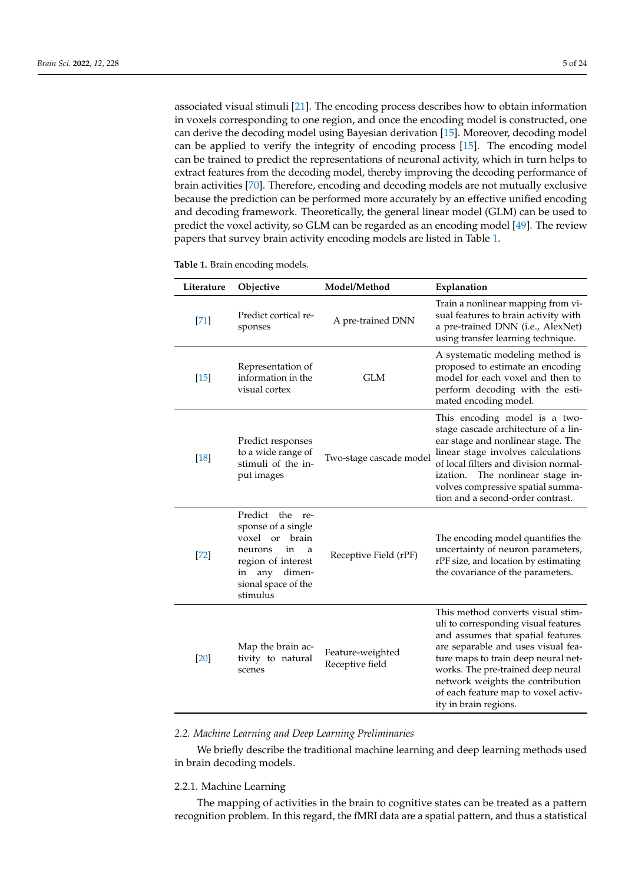associated visual stimuli [21]. The encoding process describes how to obtain information in voxels corresponding to one region, and once the encoding model is constructed, one can derive the decoding model using Bayesian derivation [15]. Moreover, decoding model can be applied to verify the integrity of encoding process [15]. The encoding model can be trained to predict the representations of neuronal activity, which in turn helps to extract features from the decoding model, thereby improving the decoding performance of brain activities [70]. Therefore, encoding and decoding models are not mutually exclusive because the prediction can be performed more accurately by an effective unified encoding and decoding framework. Theoretically, the general linear model (GLM) can be used to predict the voxel activity, so GLM can be regarded as an encoding model [49]. The review papers that survey brain activity encoding models are listed in Table 1.

**Table 1.** Brain encoding models.

| Literature | Objective | Model/Method | Explanation |
|---|---|---|---|
| [71] | Predict cortical responses | A pre-trained DNN | Train a nonlinear mapping from visual features to brain activity with a pre-trained DNN (i.e., AlexNet) using transfer learning technique. |
| [15] | Representation of information in the visual cortex | GLM | A systematic modeling method is proposed to estimate an encoding model for each voxel and then to perform decoding with the estimated encoding model. |
| [18] | Predict responses to a wide range of stimuli of the input images | Two-stage cascade model | This encoding model is a two-stage cascade architecture of a linear stage and nonlinear stage. The linear stage involves calculations of local filters and division normalization. The nonlinear stage involves compressive spatial summation and a second-order contrast. |
| [72] | Predict the response of a single voxel or brain neurons in a region of interest in any dimensional space of the stimulus | Receptive Field (rPF) | The encoding model quantifies the uncertainty of neuron parameters, rPF size, and location by estimating the covariance of the parameters. |
| [20] | Map the brain activity to natural scenes | Feature-weighted Receptive field | This method converts visual stimuli to corresponding visual features and assumes that spatial features are separable and uses visual feature maps to train deep neural networks. The pre-trained deep neural network weights the contribution of each feature map to voxel activity in brain regions. |

### *2.2. Machine Learning and Deep Learning Preliminaries*

We briefly describe the traditional machine learning and deep learning methods used in brain decoding models.

#### 2.2.1. Machine Learning

The mapping of activities in the brain to cognitive states can be treated as a pattern recognition problem. In this regard, the fMRI data are a spatial pattern, and thus a statistical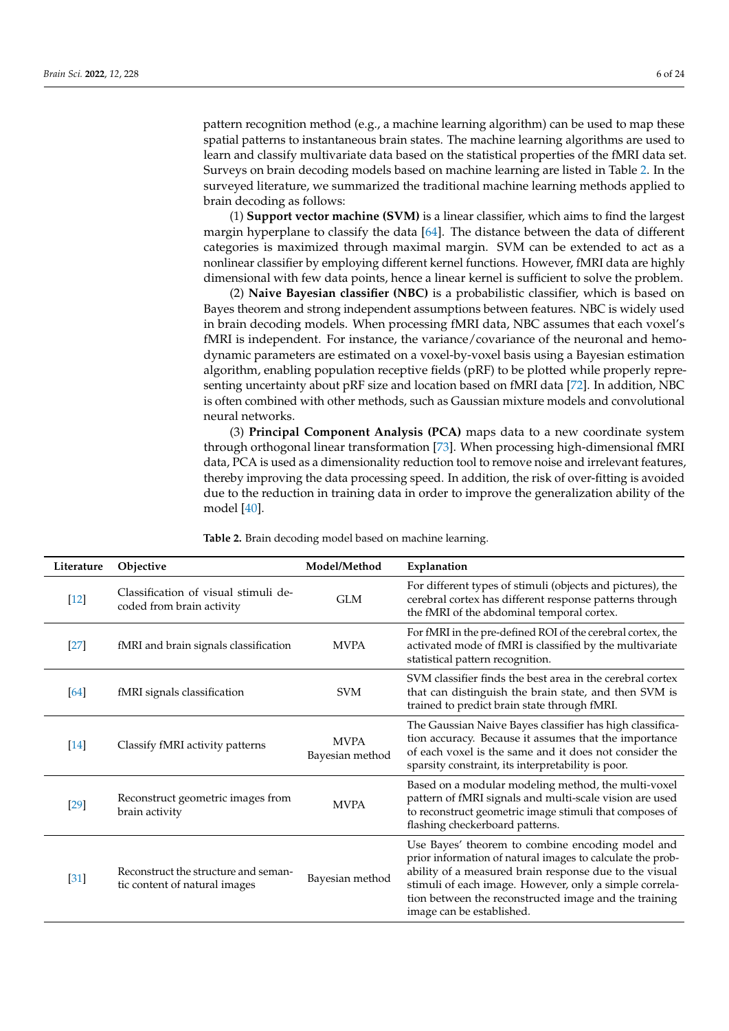pattern recognition method (e.g., a machine learning algorithm) can be used to map these spatial patterns to instantaneous brain states. The machine learning algorithms are used to learn and classify multivariate data based on the statistical properties of the fMRI data set. Surveys on brain decoding models based on machine learning are listed in Table 2. In the surveyed literature, we summarized the traditional machine learning methods applied to brain decoding as follows:

(1) **Support vector machine (SVM)** is a linear classifier, which aims to find the largest margin hyperplane to classify the data [64]. The distance between the data of different categories is maximized through maximal margin. SVM can be extended to act as a nonlinear classifier by employing different kernel functions. However, fMRI data are highly dimensional with few data points, hence a linear kernel is sufficient to solve the problem.

(2) **Naive Bayesian classifier (NBC)** is a probabilistic classifier, which is based on Bayes theorem and strong independent assumptions between features. NBC is widely used in brain decoding models. When processing fMRI data, NBC assumes that each voxel's fMRI is independent. For instance, the variance/covariance of the neuronal and hemodynamic parameters are estimated on a voxel-by-voxel basis using a Bayesian estimation algorithm, enabling population receptive fields (pRF) to be plotted while properly representing uncertainty about pRF size and location based on fMRI data [72]. In addition, NBC is often combined with other methods, such as Gaussian mixture models and convolutional neural networks.

(3) **Principal Component Analysis (PCA)** maps data to a new coordinate system through orthogonal linear transformation [73]. When processing high-dimensional fMRI data, PCA is used as a dimensionality reduction tool to remove noise and irrelevant features, thereby improving the data processing speed. In addition, the risk of over-fitting is avoided due to the reduction in training data in order to improve the generalization ability of the model [40].

**Table 2.** Brain decoding model based on machine learning.

| Literature | Objective | Model/Method | Explanation |
|---|---|---|---|
| [12] | Classification of visual stimuli decoded from brain activity | GLM | For different types of stimuli (objects and pictures), the cerebral cortex has different response patterns through the fMRI of the abdominal temporal cortex. |
| [27] | fMRI and brain signals classification | MVPA | For fMRI in the pre-defined ROI of the cerebral cortex, the activated mode of fMRI is classified by the multivariate statistical pattern recognition. |
| [64] | fMRI signals classification | SVM | SVM classifier finds the best area in the cerebral cortex that can distinguish the brain state, and then SVM is trained to predict brain state through fMRI. |
| [14] | Classify fMRI activity patterns | MVPA Bayesian method | The Gaussian Naive Bayes classifier has high classification accuracy. Because it assumes that the importance of each voxel is the same and it does not consider the sparsity constraint, its interpretability is poor. |
| [29] | Reconstruct geometric images from brain activity | MVPA | Based on a modular modeling method, the multi-voxel pattern of fMRI signals and multi-scale vision are used to reconstruct geometric image stimuli that composes of flashing checkerboard patterns. |
| [31] | Reconstruct the structure and semantic content of natural images | Bayesian method | Use Bayes' theorem to combine encoding model and prior information of natural images to calculate the probability of a measured brain response due to the visual stimuli of each image. However, only a simple correlation between the reconstructed image and the training image can be established. |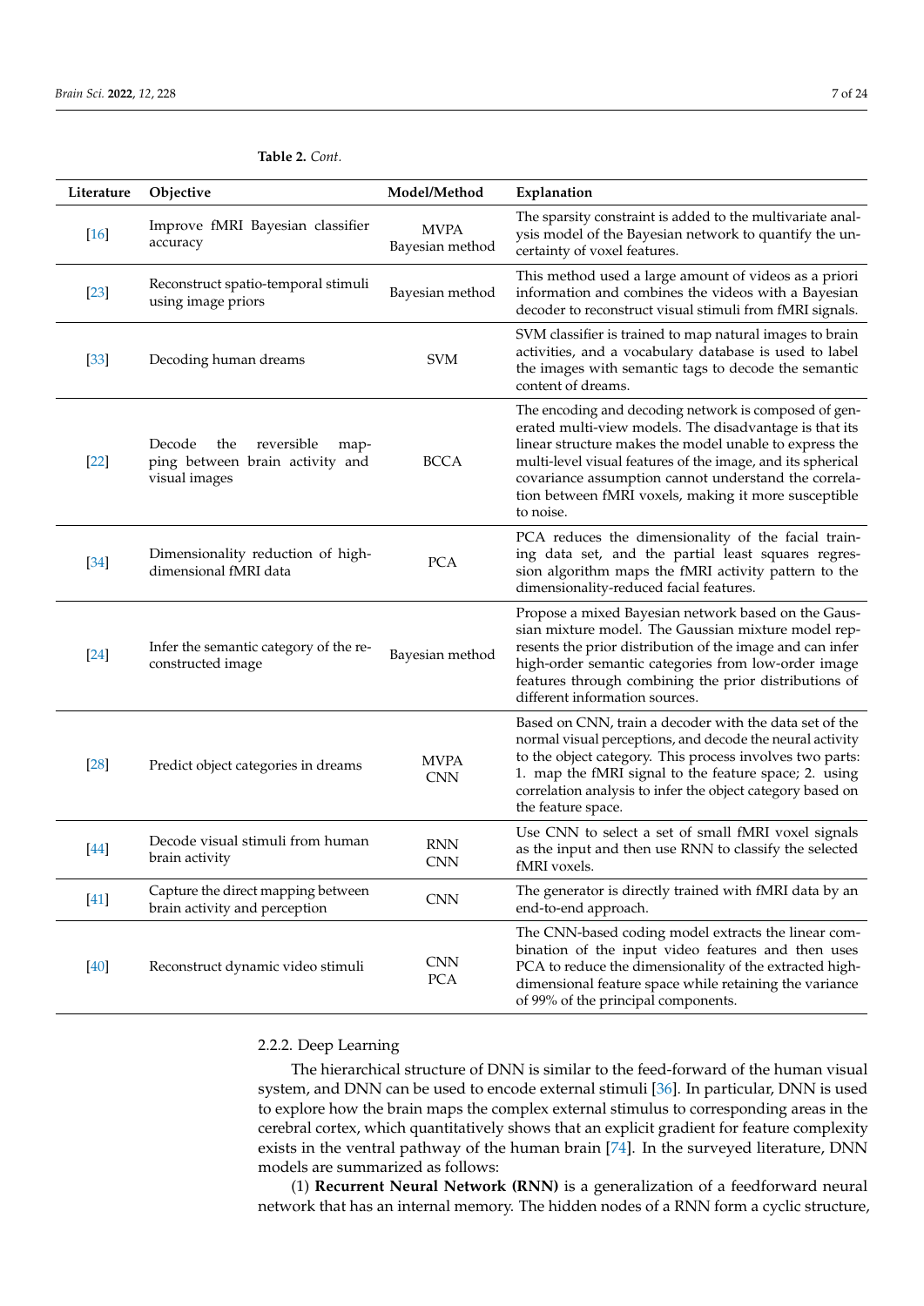**Table 2.** *Cont.*

| Literature | Objective | Model/Method | Explanation |
| --- | --- | --- | --- |
| [16] | Improve fMRI Bayesian classifier accuracy | MVPA Bayesian method | The sparsity constraint is added to the multivariate analysis model of the Bayesian network to quantify the uncertainty of voxel features. |
| [23] | Reconstruct spatio-temporal stimuli using image priors | Bayesian method | This method used a large amount of videos as a priori information and combines the videos with a Bayesian decoder to reconstruct visual stimuli from fMRI signals. |
| [33] | Decoding human dreams | SVM | SVM classifier is trained to map natural images to brain activities, and a vocabulary database is used to label the images with semantic tags to decode the semantic content of dreams. |
| [22] | Decode the reversible mapping between brain activity and visual images | BCCA | The encoding and decoding network is composed of generated multi-view models. The disadvantage is that its linear structure makes the model unable to express the multi-level visual features of the image, and its spherical covariance assumption cannot understand the correlation between fMRI voxels, making it more susceptible to noise. |
| [34] | Dimensionality reduction of high-dimensional fMRI data | PCA | PCA reduces the dimensionality of the facial training data set, and the partial least squares regression algorithm maps the fMRI activity pattern to the dimensionality-reduced facial features. |
| [24] | Infer the semantic category of the reconstructed image | Bayesian method | Propose a mixed Bayesian network based on the Gaussian mixture model. The Gaussian mixture model represents the prior distribution of the image and can infer high-order semantic categories from low-order image features through combining the prior distributions of different information sources. |
| [28] | Predict object categories in dreams | MVPA CNN | Based on CNN, train a decoder with the data set of the normal visual perceptions, and decode the neural activity to the object category. This process involves two parts: 1. map the fMRI signal to the feature space; 2. using correlation analysis to infer the object category based on the feature space. |
| [44] | Decode visual stimuli from human brain activity | RNN CNN | Use CNN to select a set of small fMRI voxel signals as the input and then use RNN to classify the selected fMRI voxels. |
| [41] | Capture the direct mapping between brain activity and perception | CNN | The generator is directly trained with fMRI data by an end-to-end approach. |
| [40] | Reconstruct dynamic video stimuli | CNN PCA | The CNN-based coding model extracts the linear combination of the input video features and then uses PCA to reduce the dimensionality of the extracted high-dimensional feature space while retaining the variance of 99% of the principal components. |

#### 2.2.2. Deep Learning

The hierarchical structure of DNN is similar to the feed-forward of the human visual system, and DNN can be used to encode external stimuli [36]. In particular, DNN is used to explore how the brain maps the complex external stimulus to corresponding areas in the cerebral cortex, which quantitatively shows that an explicit gradient for feature complexity exists in the ventral pathway of the human brain [74]. In the surveyed literature, DNN models are summarized as follows:

(1) **Recurrent Neural Network (RNN)** is a generalization of a feedforward neural network that has an internal memory. The hidden nodes of a RNN form a cyclic structure,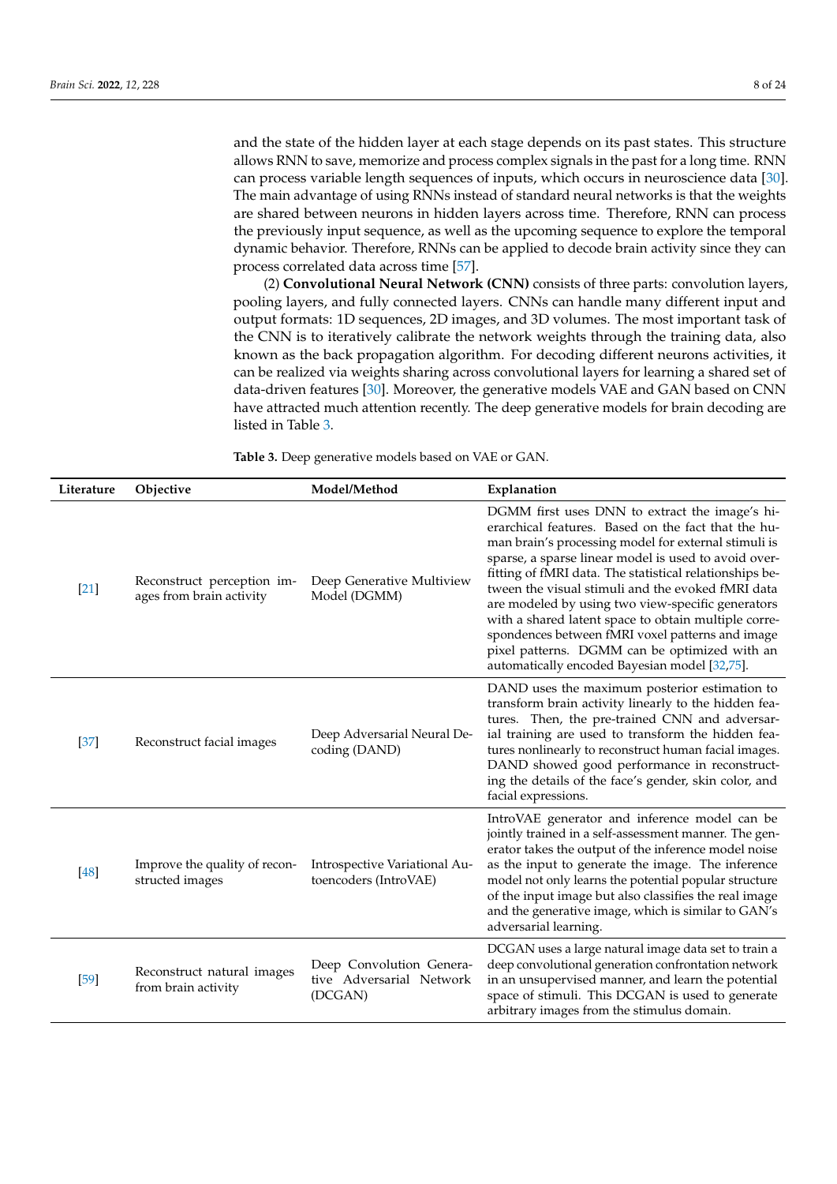and the state of the hidden layer at each stage depends on its past states. This structure allows RNN to save, memorize and process complex signals in the past for a long time. RNN can process variable length sequences of inputs, which occurs in neuroscience data [30]. The main advantage of using RNNs instead of standard neural networks is that the weights are shared between neurons in hidden layers across time. Therefore, RNN can process the previously input sequence, as well as the upcoming sequence to explore the temporal dynamic behavior. Therefore, RNNs can be applied to decode brain activity since they can process correlated data across time [57].

(2) **Convolutional Neural Network (CNN)** consists of three parts: convolution layers, pooling layers, and fully connected layers. CNNs can handle many different input and output formats: 1D sequences, 2D images, and 3D volumes. The most important task of the CNN is to iteratively calibrate the network weights through the training data, also known as the back propagation algorithm. For decoding different neurons activities, it can be realized via weights sharing across convolutional layers for learning a shared set of data-driven features [30]. Moreover, the generative models VAE and GAN based on CNN have attracted much attention recently. The deep generative models for brain decoding are listed in Table 3.

**Table 3.** Deep generative models based on VAE or GAN.

| Literature | Objective | Model/Method | Explanation |
|---|---|---|---|
| [21] | Reconstruct perception images from brain activity | Deep Generative Multiview Model (DGMM) | DGMM first uses DNN to extract the image's hierarchical features. Based on the fact that the human brain's processing model for external stimuli is sparse, a sparse linear model is used to avoid overfitting of fMRI data. The statistical relationships between the visual stimuli and the evoked fMRI data are modeled by using two view-specific generators with a shared latent space to obtain multiple correspondences between fMRI voxel patterns and image pixel patterns. DGMM can be optimized with an automatically encoded Bayesian model [32,75]. |
| [37] | Reconstruct facial images | Deep Adversarial Neural Decoding (DAND) | DAND uses the maximum posterior estimation to transform brain activity linearly to the hidden features. Then, the pre-trained CNN and adversarial training are used to transform the hidden features nonlinearly to reconstruct human facial images. DAND showed good performance in reconstructing the details of the face's gender, skin color, and facial expressions. |
| [48] | Improve the quality of reconstructed images | Introspective Variational Autoencoders (IntroVAE) | IntroVAE generator and inference model can be jointly trained in a self-assessment manner. The generator takes the output of the inference model noise as the input to generate the image. The inference model not only learns the potential popular structure of the input image but also classifies the real image and the generative image, which is similar to GAN's adversarial learning. |
| [59] | Reconstruct natural images from brain activity | Deep Convolution Generative Adversarial Network (DCGAN) | DCGAN uses a large natural image data set to train a deep convolutional generation confrontation network in an unsupervised manner, and learn the potential space of stimuli. This DCGAN is used to generate arbitrary images from the stimulus domain. |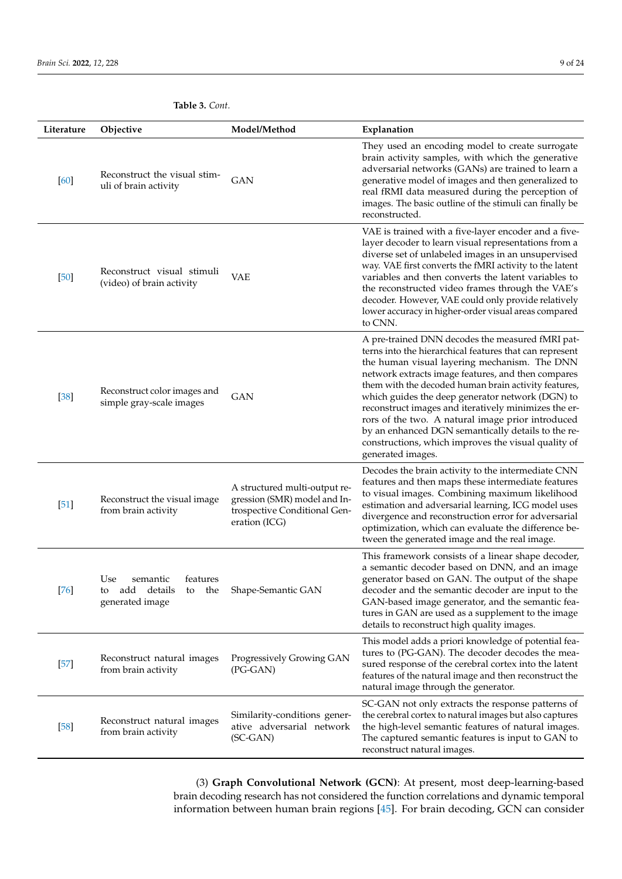**Table 3.** *Cont.*

| Literature | Objective | Model/Method | Explanation |
|---|---|---|---|
| [60] | Reconstruct the visual stimuli of brain activity | GAN | They used an encoding model to create surrogate brain activity samples, with which the generative adversarial networks (GANs) are trained to learn a generative model of images and then generalized to real fRMI data measured during the perception of images. The basic outline of the stimuli can finally be reconstructed. |
| [50] | Reconstruct visual stimuli (video) of brain activity | VAE | VAE is trained with a five-layer encoder and a five-layer decoder to learn visual representations from a diverse set of unlabeled images in an unsupervised way. VAE first converts the fMRI activity to the latent variables and then converts the latent variables to the reconstructed video frames through the VAE's decoder. However, VAE could only provide relatively lower accuracy in higher-order visual areas compared to CNN. |
| [38] | Reconstruct color images and simple gray-scale images | GAN | A pre-trained DNN decodes the measured fMRI patterns into the hierarchical features that can represent the human visual layering mechanism. The DNN network extracts image features, and then compares them with the decoded human brain activity features, which guides the deep generator network (DGN) to reconstruct images and iteratively minimizes the errors of the two. A natural image prior introduced by an enhanced DGN semantically details to the reconstructions, which improves the visual quality of generated images. |
| [51] | Reconstruct the visual image from brain activity | A structured multi-output regression (SMR) model and Introspective Conditional Generation (ICG) | Decodes the brain activity to the intermediate CNN features and then maps these intermediate features to visual images. Combining maximum likelihood estimation and adversarial learning, ICG model uses divergence and reconstruction error for adversarial optimization, which can evaluate the difference between the generated image and the real image. |
| [76] | Use semantic features to add details to the generated image | Shape-Semantic GAN | This framework consists of a linear shape decoder, a semantic decoder based on DNN, and an image generator based on GAN. The output of the shape decoder and the semantic decoder are input to the GAN-based image generator, and the semantic features in GAN are used as a supplement to the image details to reconstruct high quality images. |
| [57] | Reconstruct natural images from brain activity | Progressively Growing GAN (PG-GAN) | This model adds a priori knowledge of potential features to (PG-GAN). The decoder decodes the measured response of the cerebral cortex into the latent features of the natural image and then reconstruct the natural image through the generator. |
| [58] | Reconstruct natural images from brain activity | Similarity-conditions generative adversarial network (SC-GAN) | SC-GAN not only extracts the response patterns of the cerebral cortex to natural images but also captures the high-level semantic features of natural images. The captured semantic features is input to GAN to reconstruct natural images. |

(3) **Graph Convolutional Network (GCN)**: At present, most deep-learning-based brain decoding research has not considered the function correlations and dynamic temporal information between human brain regions [45]. For brain decoding, GCN can consider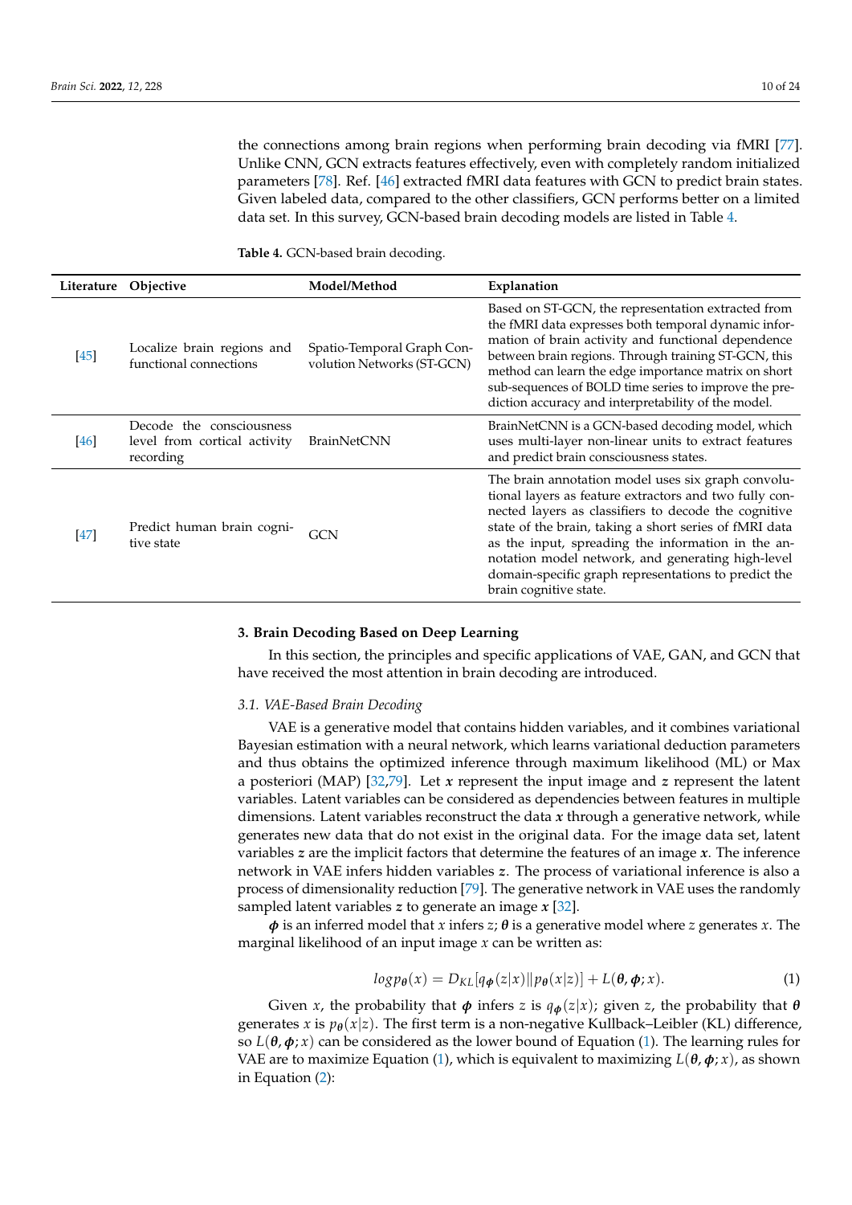the connections among brain regions when performing brain decoding via fMRI [77]. Unlike CNN, GCN extracts features effectively, even with completely random initialized parameters [78]. Ref. [46] extracted fMRI data features with GCN to predict brain states. Given labeled data, compared to the other classifiers, GCN performs better on a limited data set. In this survey, GCN-based brain decoding models are listed in Table 4.

**Table 4.** GCN-based brain decoding.

| Literature | Objective | Model/Method | Explanation |
| --- | --- | --- | --- |
| [45] | Localize brain regions and functional connections | Spatio-Temporal Graph Convolution Networks (ST-GCN) | Based on ST-GCN, the representation extracted from the fMRI data expresses both temporal dynamic information of brain activity and functional dependence between brain regions. Through training ST-GCN, this method can learn the edge importance matrix on short sub-sequences of BOLD time series to improve the prediction accuracy and interpretability of the model. |
| [46] | Decode the consciousness level from cortical activity recording | BrainNetCNN | BrainNetCNN is a GCN-based decoding model, which uses multi-layer non-linear units to extract features and predict brain consciousness states. |
| [47] | Predict human brain cognitive state | GCN | The brain annotation model uses six graph convolutional layers as feature extractors and two fully connected layers as classifiers to decode the cognitive state of the brain, taking a short series of fMRI data as the input, spreading the information in the annotation model network, and generating high-level domain-specific graph representations to predict the brain cognitive state. |

## 3. Brain Decoding Based on Deep Learning

In this section, the principles and specific applications of VAE, GAN, and GCN that have received the most attention in brain decoding are introduced.

### *3.1. VAE-Based Brain Decoding*

VAE is a generative model that contains hidden variables, and it combines variational Bayesian estimation with a neural network, which learns variational deduction parameters and thus obtains the optimized inference through maximum likelihood (ML) or Max a posteriori (MAP) [32,79]. Let $\boldsymbol{x}$ represent the input image and $\boldsymbol{z}$ represent the latent variables. Latent variables can be considered as dependencies between features in multiple dimensions. Latent variables reconstruct the data $\boldsymbol{x}$ through a generative network, while generates new data that do not exist in the original data. For the image data set, latent variables $\boldsymbol{z}$ are the implicit factors that determine the features of an image $\boldsymbol{x}$. The inference network in VAE infers hidden variables $\boldsymbol{z}$. The process of variational inference is also a process of dimensionality reduction [79]. The generative network in VAE uses the randomly sampled latent variables $\boldsymbol{z}$ to generate an image $\boldsymbol{x}$ [32].

$\boldsymbol{\phi}$ is an inferred model that $x$ infers $z$; $\boldsymbol{\theta}$ is a generative model where $z$ generates $x$. The marginal likelihood of an input image $x$ can be written as:

$$log p_{\boldsymbol{\theta}}(x) = D_{KL}[q_{\boldsymbol{\phi}}(z|x) \| p_{\boldsymbol{\theta}}(x|z)] + L(\boldsymbol{\theta}, \boldsymbol{\phi}; x). \tag{1}$$

Given $x$, the probability that $\boldsymbol{\phi}$ infers $z$ is $q_{\boldsymbol{\phi}}(z|x)$; given $z$, the probability that $\boldsymbol{\theta}$ generates $x$ is $p_{\boldsymbol{\theta}}(x|z)$. The first term is a non-negative Kullback–Leibler (KL) difference, so $L(\boldsymbol{\theta}, \boldsymbol{\phi}; x)$ can be considered as the lower bound of Equation (1). The learning rules for VAE are to maximize Equation (1), which is equivalent to maximizing $L(\boldsymbol{\theta}, \boldsymbol{\phi}; x)$, as shown in Equation (2):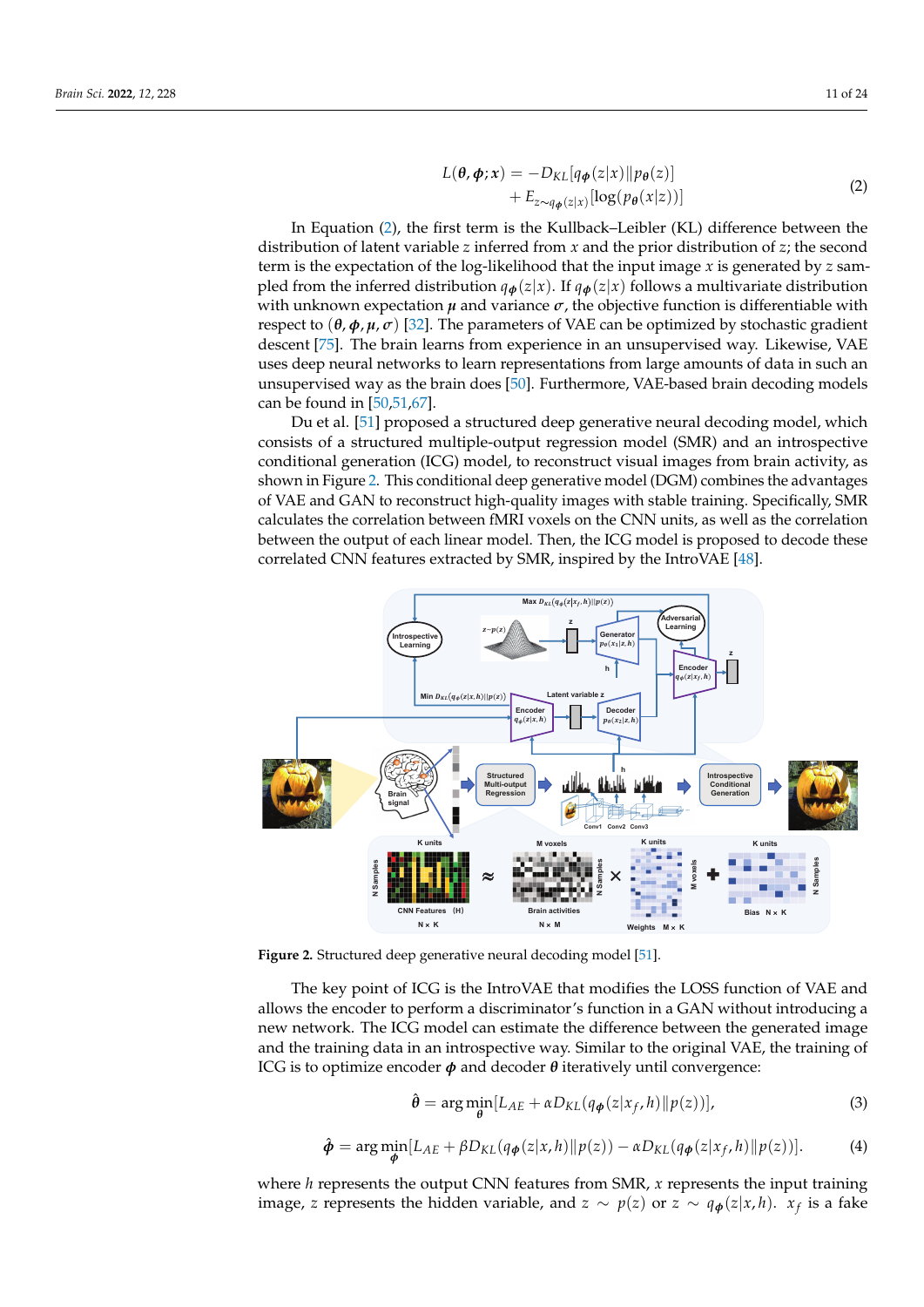$$L(\boldsymbol{\theta}, \boldsymbol{\phi}; \boldsymbol{x}) = -D_{KL}[q_{\boldsymbol{\phi}}(z|x) \| p_{\boldsymbol{\theta}}(z)] + E_{z \sim q_{\boldsymbol{\phi}}(z|x)}[\log(p_{\boldsymbol{\theta}}(x|z))] \tag{2}$$

In Equation (2), the first term is the Kullback–Leibler (KL) difference between the distribution of latent variable $z$ inferred from $x$ and the prior distribution of $z$; the second term is the expectation of the log-likelihood that the input image $x$ is generated by $z$ sampled from the inferred distribution $q_{\boldsymbol{\phi}}(z|x)$. If $q_{\boldsymbol{\phi}}(z|x)$ follows a multivariate distribution with unknown expectation $\boldsymbol{\mu}$ and variance $\boldsymbol{\sigma}$, the objective function is differentiable with respect to $(\boldsymbol{\theta}, \boldsymbol{\phi}, \boldsymbol{\mu}, \boldsymbol{\sigma})$ [32]. The parameters of VAE can be optimized by stochastic gradient descent [75]. The brain learns from experience in an unsupervised way. Likewise, VAE uses deep neural networks to learn representations from large amounts of data in such an unsupervised way as the brain does [50]. Furthermore, VAE-based brain decoding models can be found in [50,51,67].

Du et al. [51] proposed a structured deep generative neural decoding model, which consists of a structured multiple-output regression model (SMR) and an introspective conditional generation (ICG) model, to reconstruct visual images from brain activity, as shown in Figure 2. This conditional deep generative model (DGM) combines the advantages of VAE and GAN to reconstruct high-quality images with stable training. Specifically, SMR calculates the correlation between fMRI voxels on the CNN units, as well as the correlation between the output of each linear model. Then, the ICG model is proposed to decode these correlated CNN features extracted by SMR, inspired by the IntroVAE [48].

**Figure 2.** Structured deep generative neural decoding model [51].

The key point of ICG is the IntroVAE that modifies the LOSS function of VAE and allows the encoder to perform a discriminator's function in a GAN without introducing a new network. The ICG model can estimate the difference between the generated image and the training data in an introspective way. Similar to the original VAE, the training of ICG is to optimize encoder $\boldsymbol{\phi}$ and decoder $\boldsymbol{\theta}$ iteratively until convergence:

$$\hat{\boldsymbol{\theta}} = \arg\min_{\boldsymbol{\theta}}[L_{AE} + \alpha D_{KL}(q_{\boldsymbol{\phi}}(z|x_f, h) \| p(z))], \tag{3}$$

$$\hat{\boldsymbol{\phi}} = \arg\min_{\boldsymbol{\phi}}[L_{AE} + \beta D_{KL}(q_{\boldsymbol{\phi}}(z|x, h) \| p(z)) - \alpha D_{KL}(q_{\boldsymbol{\phi}}(z|x_f, h) \| p(z))]. \tag{4}$$

where $h$ represents the output CNN features from SMR, $x$ represents the input training image, $z$ represents the hidden variable, and $z \sim p(z)$ or $z \sim q_{\boldsymbol{\phi}}(z|x, h)$. $x_f$ is a fake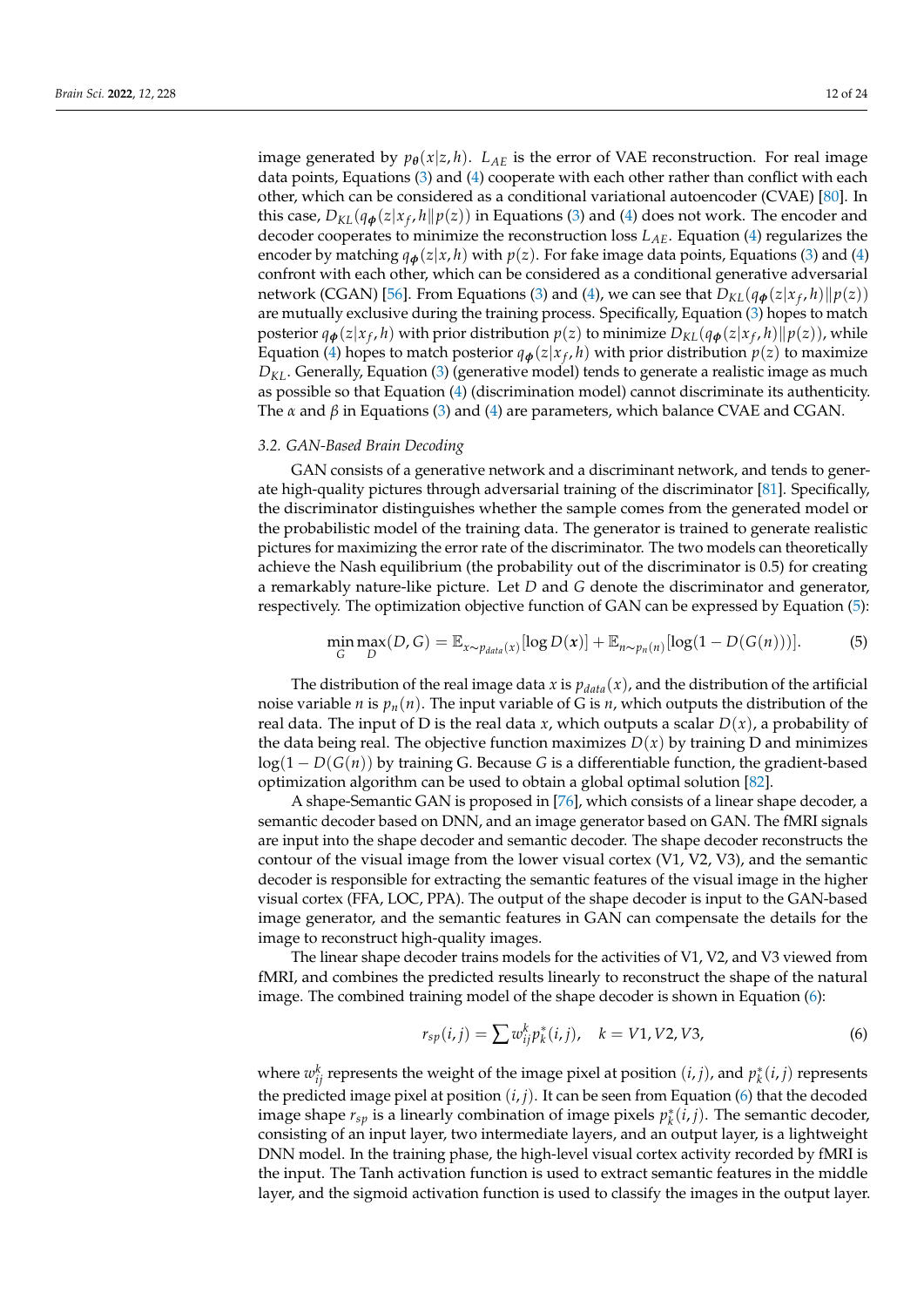image generated by $p_{\theta}(x|z,h)$. $L_{AE}$ is the error of VAE reconstruction. For real image data points, Equations (3) and (4) cooperate with each other rather than conflict with each other, which can be considered as a conditional variational autoencoder (CVAE) [80]. In this case, $D_{KL}(q_{\phi}(z|x_f,h\|p(z))$ in Equations (3) and (4) does not work. The encoder and decoder cooperates to minimize the reconstruction loss $L_{AE}$. Equation (4) regularizes the encoder by matching $q_{\phi}(z|x,h)$ with $p(z)$. For fake image data points, Equations (3) and (4) confront with each other, which can be considered as a conditional generative adversarial network (CGAN) [56]. From Equations (3) and (4), we can see that $D_{KL}(q_{\phi}(z|x_f,h)\|p(z))$ are mutually exclusive during the training process. Specifically, Equation (3) hopes to match posterior $q_{\phi}(z|x_f,h)$ with prior distribution $p(z)$ to minimize $D_{KL}(q_{\phi}(z|x_f,h)\|p(z))$, while Equation (4) hopes to match posterior $q_{\phi}(z|x_f,h)$ with prior distribution $p(z)$ to maximize $D_{KL}$. Generally, Equation (3) (generative model) tends to generate a realistic image as much as possible so that Equation (4) (discrimination model) cannot discriminate its authenticity. The $\alpha$ and $\beta$ in Equations (3) and (4) are parameters, which balance CVAE and CGAN.

### *3.2. GAN-Based Brain Decoding*

GAN consists of a generative network and a discriminant network, and tends to generate high-quality pictures through adversarial training of the discriminator [81]. Specifically, the discriminator distinguishes whether the sample comes from the generated model or the probabilistic model of the training data. The generator is trained to generate realistic pictures for maximizing the error rate of the discriminator. The two models can theoretically achieve the Nash equilibrium (the probability out of the discriminator is 0.5) for creating a remarkably nature-like picture. Let $D$ and $G$ denote the discriminator and generator, respectively. The optimization objective function of GAN can be expressed by Equation (5):

$$\min_{G}\max_{D}(D,G) = \mathbb{E}_{x\sim p_{data}(x)}[\log D(\boldsymbol{x})] + \mathbb{E}_{n\sim p_n(n)}[\log(1-D(G(n)))]. \tag{5}$$

The distribution of the real image data $x$ is $p_{data}(x)$, and the distribution of the artificial noise variable $n$ is $p_n(n)$. The input variable of G is $n$, which outputs the distribution of the real data. The input of D is the real data $x$, which outputs a scalar $D(x)$, a probability of the data being real. The objective function maximizes $D(x)$ by training D and minimizes $\log(1-D(G(n))$ by training G. Because $G$ is a differentiable function, the gradient-based optimization algorithm can be used to obtain a global optimal solution [82].

A shape-Semantic GAN is proposed in [76], which consists of a linear shape decoder, a semantic decoder based on DNN, and an image generator based on GAN. The fMRI signals are input into the shape decoder and semantic decoder. The shape decoder reconstructs the contour of the visual image from the lower visual cortex (V1, V2, V3), and the semantic decoder is responsible for extracting the semantic features of the visual image in the higher visual cortex (FFA, LOC, PPA). The output of the shape decoder is input to the GAN-based image generator, and the semantic features in GAN can compensate the details for the image to reconstruct high-quality images.

The linear shape decoder trains models for the activities of V1, V2, and V3 viewed from fMRI, and combines the predicted results linearly to reconstruct the shape of the natural image. The combined training model of the shape decoder is shown in Equation (6):

$$r_{sp}(i,j) = \sum w_{ij}^{k} p_k^{*}(i,j), \quad k = V1, V2, V3, \tag{6}$$

where $w_{ij}^{k}$ represents the weight of the image pixel at position $(i,j)$, and $p_k^{*}(i,j)$ represents the predicted image pixel at position $(i,j)$. It can be seen from Equation (6) that the decoded image shape $r_{sp}$ is a linearly combination of image pixels $p_k^{*}(i,j)$. The semantic decoder, consisting of an input layer, two intermediate layers, and an output layer, is a lightweight DNN model. In the training phase, the high-level visual cortex activity recorded by fMRI is the input. The Tanh activation function is used to extract semantic features in the middle layer, and the sigmoid activation function is used to classify the images in the output layer.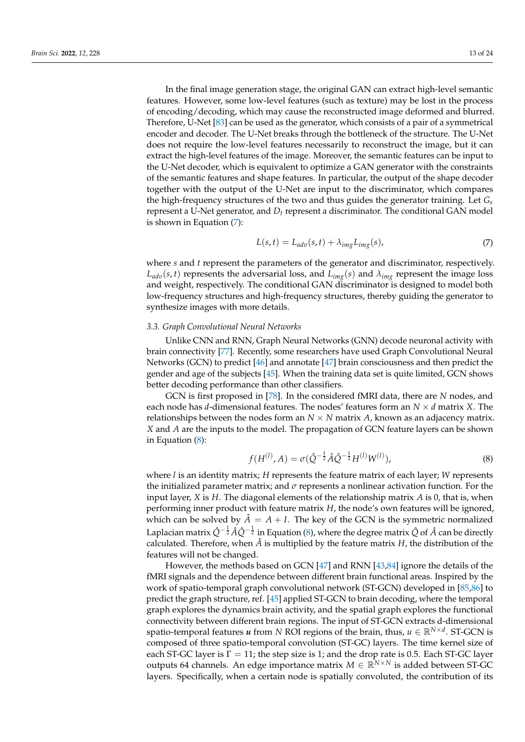In the final image generation stage, the original GAN can extract high-level semantic features. However, some low-level features (such as texture) may be lost in the process of encoding/decoding, which may cause the reconstructed image deformed and blurred. Therefore, U-Net [83] can be used as the generator, which consists of a pair of a symmetrical encoder and decoder. The U-Net breaks through the bottleneck of the structure. The U-Net does not require the low-level features necessarily to reconstruct the image, but it can extract the high-level features of the image. Moreover, the semantic features can be input to the U-Net decoder, which is equivalent to optimize a GAN generator with the constraints of the semantic features and shape features. In particular, the output of the shape decoder together with the output of the U-Net are input to the discriminator, which compares the high-frequency structures of the two and thus guides the generator training. Let $G_s$ represent a U-Net generator, and $D_t$ represent a discriminator. The conditional GAN model is shown in Equation (7):

$$L(s,t) = L_{adv}(s,t) + \lambda_{img} L_{img}(s), \tag{7}$$

where $s$ and $t$ represent the parameters of the generator and discriminator, respectively. $L_{adv}(s,t)$ represents the adversarial loss, and $L_{img}(s)$ and $\lambda_{img}$ represent the image loss and weight, respectively. The conditional GAN discriminator is designed to model both low-frequency structures and high-frequency structures, thereby guiding the generator to synthesize images with more details.

### 3.3. Graph Convolutional Neural Networks

Unlike CNN and RNN, Graph Neural Networks (GNN) decode neuronal activity with brain connectivity [77]. Recently, some researchers have used Graph Convolutional Neural Networks (GCN) to predict [46] and annotate [47] brain consciousness and then predict the gender and age of the subjects [45]. When the training data set is quite limited, GCN shows better decoding performance than other classifiers.

GCN is first proposed in [78]. In the considered fMRI data, there are $N$ nodes, and each node has $d$-dimensional features. The nodes' features form an $N \times d$ matrix $X$. The relationships between the nodes form an $N \times N$ matrix $A$, known as an adjacency matrix. $X$ and $A$ are the inputs to the model. The propagation of GCN feature layers can be shown in Equation (8):

$$f(H^{(l)}, A) = \sigma(\hat{Q}^{-\frac{1}{2}} \hat{A} \hat{Q}^{-\frac{1}{2}} H^{(l)} W^{(l)}), \tag{8}$$

where $l$ is an identity matrix; $H$ represents the feature matrix of each layer; $W$ represents the initialized parameter matrix; and $\sigma$ represents a nonlinear activation function. For the input layer, $X$ is $H$. The diagonal elements of the relationship matrix $A$ is 0, that is, when performing inner product with feature matrix $H$, the node's own features will be ignored, which can be solved by $\hat{A} = A + I$. The key of the GCN is the symmetric normalized Laplacian matrix $\hat{Q}^{-\frac{1}{2}} \hat{A} \hat{Q}^{-\frac{1}{2}}$ in Equation (8), where the degree matrix $\hat{Q}$ of $\hat{A}$ can be directly calculated. Therefore, when $\hat{A}$ is multiplied by the feature matrix $H$, the distribution of the features will not be changed.

However, the methods based on GCN [47] and RNN [43,84] ignore the details of the fMRI signals and the dependence between different brain functional areas. Inspired by the work of spatio-temporal graph convolutional network (ST-GCN) developed in [85,86] to predict the graph structure, ref. [45] applied ST-GCN to brain decoding, where the temporal graph explores the dynamics brain activity, and the spatial graph explores the functional connectivity between different brain regions. The input of ST-GCN extracts d-dimensional spatio-temporal features $\boldsymbol{u}$ from $N$ ROI regions of the brain, thus, $u \in \mathbb{R}^{N \times d}$. ST-GCN is composed of three spatio-temporal convolution (ST-GC) layers. The time kernel size of each ST-GC layer is $\Gamma = 11$; the step size is 1; and the drop rate is 0.5. Each ST-GC layer outputs 64 channels. An edge importance matrix $M \in \mathbb{R}^{N \times N}$ is added between ST-GC layers. Specifically, when a certain node is spatially convoluted, the contribution of its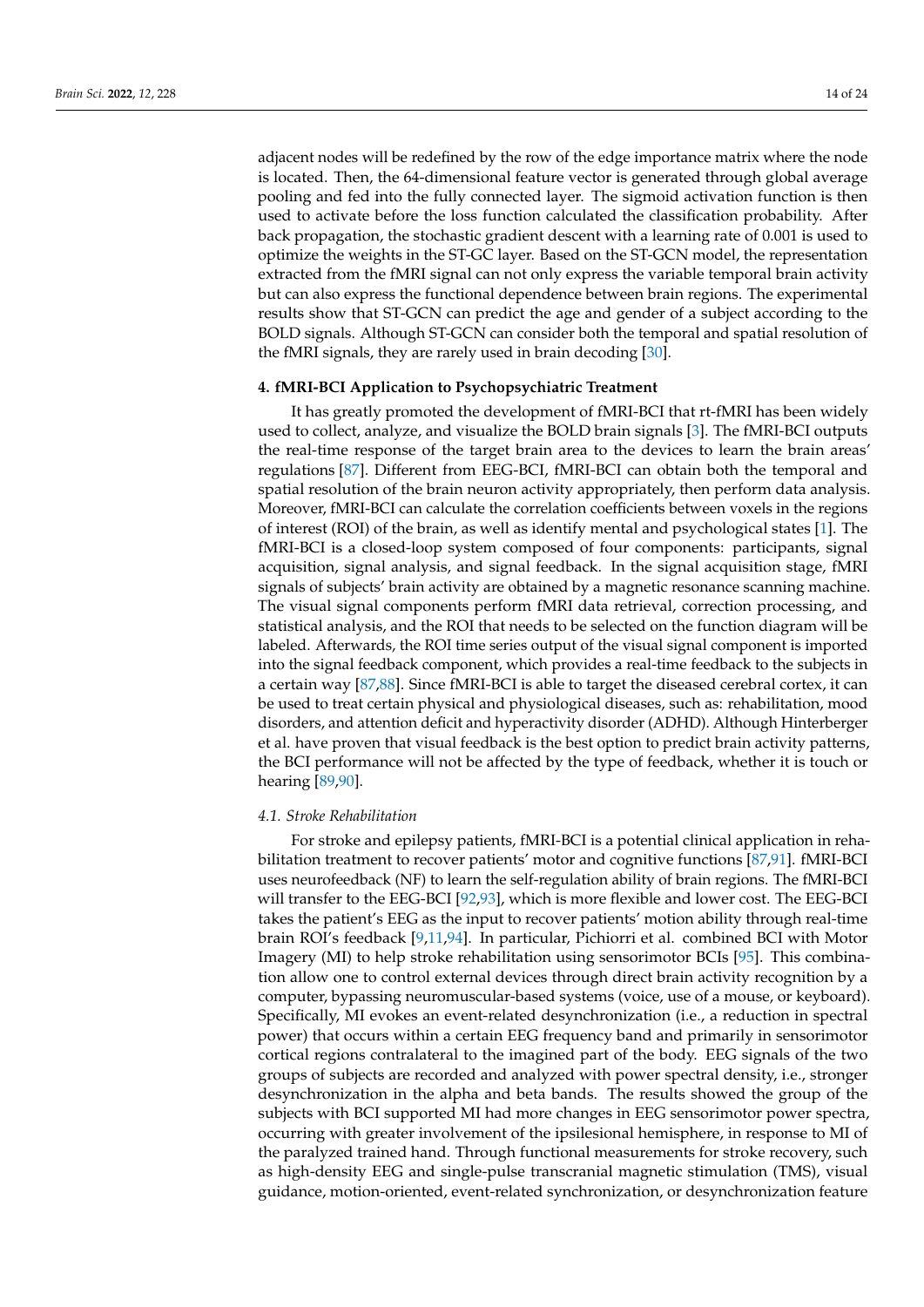adjacent nodes will be redefined by the row of the edge importance matrix where the node is located. Then, the 64-dimensional feature vector is generated through global average pooling and fed into the fully connected layer. The sigmoid activation function is then used to activate before the loss function calculated the classification probability. After back propagation, the stochastic gradient descent with a learning rate of 0.001 is used to optimize the weights in the ST-GC layer. Based on the ST-GCN model, the representation extracted from the fMRI signal can not only express the variable temporal brain activity but can also express the functional dependence between brain regions. The experimental results show that ST-GCN can predict the age and gender of a subject according to the BOLD signals. Although ST-GCN can consider both the temporal and spatial resolution of the fMRI signals, they are rarely used in brain decoding [30].

## 4. fMRI-BCI Application to Psychopsychiatric Treatment

It has greatly promoted the development of fMRI-BCI that rt-fMRI has been widely used to collect, analyze, and visualize the BOLD brain signals [3]. The fMRI-BCI outputs the real-time response of the target brain area to the devices to learn the brain areas' regulations [87]. Different from EEG-BCI, fMRI-BCI can obtain both the temporal and spatial resolution of the brain neuron activity appropriately, then perform data analysis. Moreover, fMRI-BCI can calculate the correlation coefficients between voxels in the regions of interest (ROI) of the brain, as well as identify mental and psychological states [1]. The fMRI-BCI is a closed-loop system composed of four components: participants, signal acquisition, signal analysis, and signal feedback. In the signal acquisition stage, fMRI signals of subjects' brain activity are obtained by a magnetic resonance scanning machine. The visual signal components perform fMRI data retrieval, correction processing, and statistical analysis, and the ROI that needs to be selected on the function diagram will be labeled. Afterwards, the ROI time series output of the visual signal component is imported into the signal feedback component, which provides a real-time feedback to the subjects in a certain way [87,88]. Since fMRI-BCI is able to target the diseased cerebral cortex, it can be used to treat certain physical and physiological diseases, such as: rehabilitation, mood disorders, and attention deficit and hyperactivity disorder (ADHD). Although Hinterberger et al. have proven that visual feedback is the best option to predict brain activity patterns, the BCI performance will not be affected by the type of feedback, whether it is touch or hearing [89,90].

### 4.1. Stroke Rehabilitation

For stroke and epilepsy patients, fMRI-BCI is a potential clinical application in rehabilitation treatment to recover patients' motor and cognitive functions [87,91]. fMRI-BCI uses neurofeedback (NF) to learn the self-regulation ability of brain regions. The fMRI-BCI will transfer to the EEG-BCI [92,93], which is more flexible and lower cost. The EEG-BCI takes the patient's EEG as the input to recover patients' motion ability through real-time brain ROI's feedback [9,11,94]. In particular, Pichiorri et al. combined BCI with Motor Imagery (MI) to help stroke rehabilitation using sensorimotor BCIs [95]. This combination allow one to control external devices through direct brain activity recognition by a computer, bypassing neuromuscular-based systems (voice, use of a mouse, or keyboard). Specifically, MI evokes an event-related desynchronization (i.e., a reduction in spectral power) that occurs within a certain EEG frequency band and primarily in sensorimotor cortical regions contralateral to the imagined part of the body. EEG signals of the two groups of subjects are recorded and analyzed with power spectral density, i.e., stronger desynchronization in the alpha and beta bands. The results showed the group of the subjects with BCI supported MI had more changes in EEG sensorimotor power spectra, occurring with greater involvement of the ipsilesional hemisphere, in response to MI of the paralyzed trained hand. Through functional measurements for stroke recovery, such as high-density EEG and single-pulse transcranial magnetic stimulation (TMS), visual guidance, motion-oriented, event-related synchronization, or desynchronization feature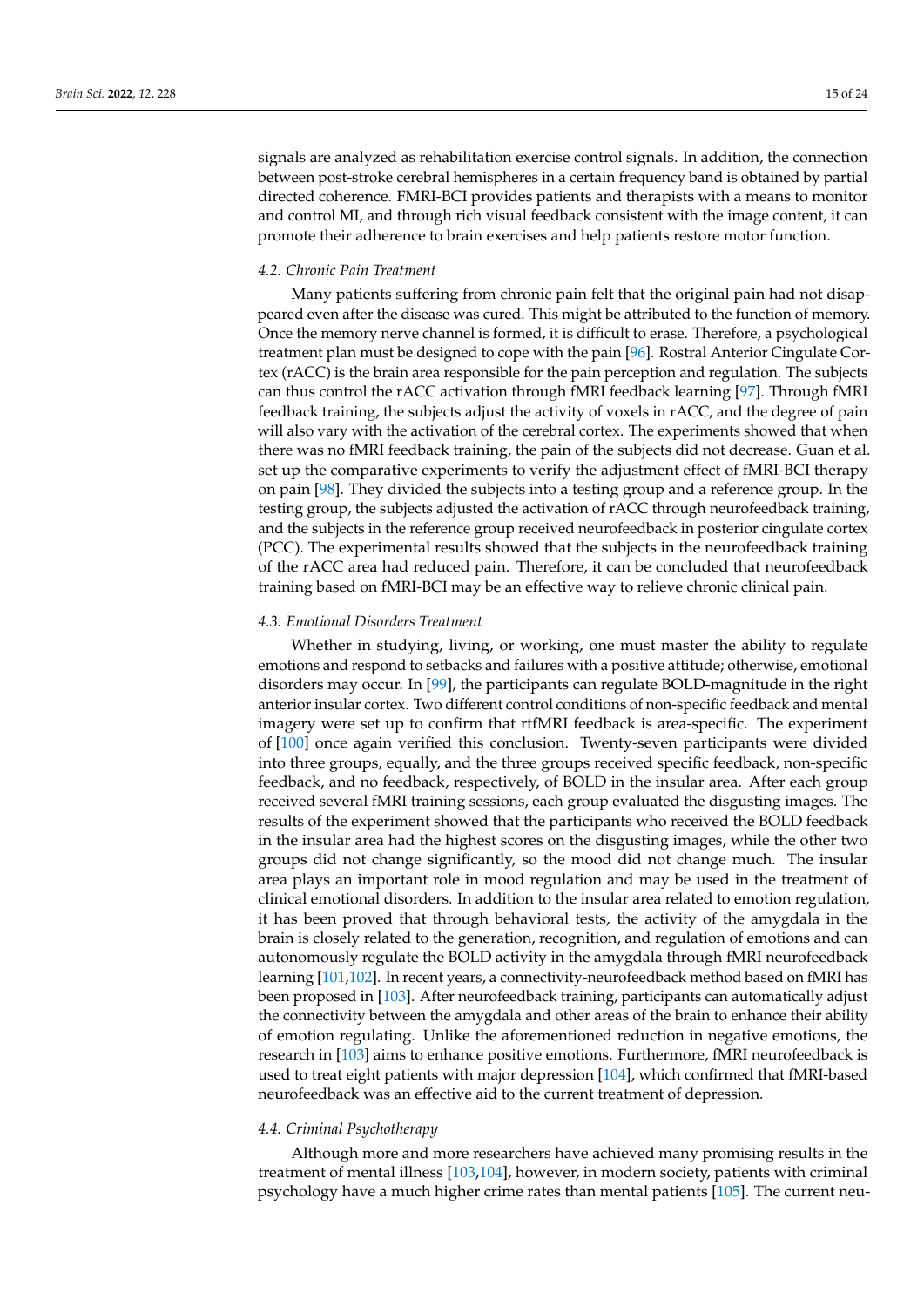signals are analyzed as rehabilitation exercise control signals. In addition, the connection between post-stroke cerebral hemispheres in a certain frequency band is obtained by partial directed coherence. FMRI-BCI provides patients and therapists with a means to monitor and control MI, and through rich visual feedback consistent with the image content, it can promote their adherence to brain exercises and help patients restore motor function.

### *4.2. Chronic Pain Treatment*

Many patients suffering from chronic pain felt that the original pain had not disappeared even after the disease was cured. This might be attributed to the function of memory. Once the memory nerve channel is formed, it is difficult to erase. Therefore, a psychological treatment plan must be designed to cope with the pain [96]. Rostral Anterior Cingulate Cortex (rACC) is the brain area responsible for the pain perception and regulation. The subjects can thus control the rACC activation through fMRI feedback learning [97]. Through fMRI feedback training, the subjects adjust the activity of voxels in rACC, and the degree of pain will also vary with the activation of the cerebral cortex. The experiments showed that when there was no fMRI feedback training, the pain of the subjects did not decrease. Guan et al. set up the comparative experiments to verify the adjustment effect of fMRI-BCI therapy on pain [98]. They divided the subjects into a testing group and a reference group. In the testing group, the subjects adjusted the activation of rACC through neurofeedback training, and the subjects in the reference group received neurofeedback in posterior cingulate cortex (PCC). The experimental results showed that the subjects in the neurofeedback training of the rACC area had reduced pain. Therefore, it can be concluded that neurofeedback training based on fMRI-BCI may be an effective way to relieve chronic clinical pain.

### *4.3. Emotional Disorders Treatment*

Whether in studying, living, or working, one must master the ability to regulate emotions and respond to setbacks and failures with a positive attitude; otherwise, emotional disorders may occur. In [99], the participants can regulate BOLD-magnitude in the right anterior insular cortex. Two different control conditions of non-specific feedback and mental imagery were set up to confirm that rtfMRI feedback is area-specific. The experiment of [100] once again verified this conclusion. Twenty-seven participants were divided into three groups, equally, and the three groups received specific feedback, non-specific feedback, and no feedback, respectively, of BOLD in the insular area. After each group received several fMRI training sessions, each group evaluated the disgusting images. The results of the experiment showed that the participants who received the BOLD feedback in the insular area had the highest scores on the disgusting images, while the other two groups did not change significantly, so the mood did not change much. The insular area plays an important role in mood regulation and may be used in the treatment of clinical emotional disorders. In addition to the insular area related to emotion regulation, it has been proved that through behavioral tests, the activity of the amygdala in the brain is closely related to the generation, recognition, and regulation of emotions and can autonomously regulate the BOLD activity in the amygdala through fMRI neurofeedback learning [101,102]. In recent years, a connectivity-neurofeedback method based on fMRI has been proposed in [103]. After neurofeedback training, participants can automatically adjust the connectivity between the amygdala and other areas of the brain to enhance their ability of emotion regulating. Unlike the aforementioned reduction in negative emotions, the research in [103] aims to enhance positive emotions. Furthermore, fMRI neurofeedback is used to treat eight patients with major depression [104], which confirmed that fMRI-based neurofeedback was an effective aid to the current treatment of depression.

### *4.4. Criminal Psychotherapy*

Although more and more researchers have achieved many promising results in the treatment of mental illness [103,104], however, in modern society, patients with criminal psychology have a much higher crime rates than mental patients [105]. The current neu-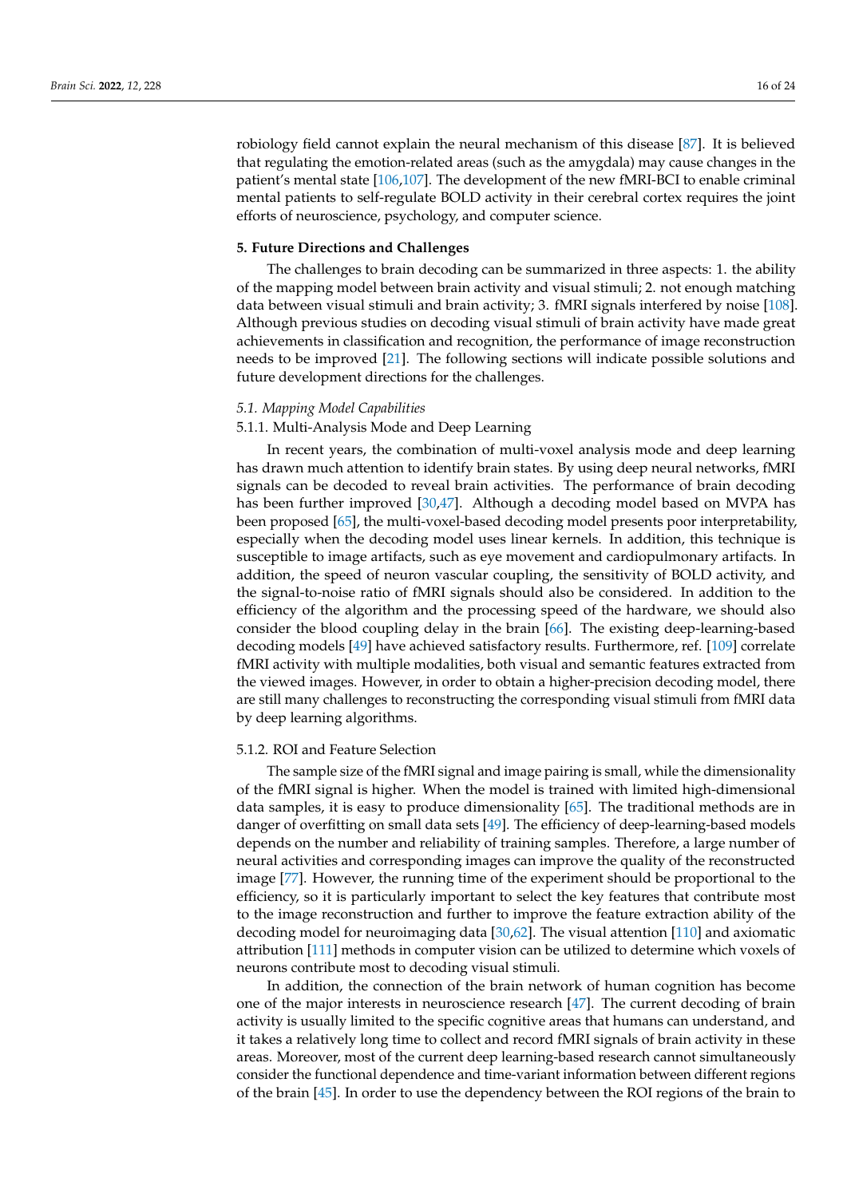robiology field cannot explain the neural mechanism of this disease [87]. It is believed that regulating the emotion-related areas (such as the amygdala) may cause changes in the patient's mental state [106,107]. The development of the new fMRI-BCI to enable criminal mental patients to self-regulate BOLD activity in their cerebral cortex requires the joint efforts of neuroscience, psychology, and computer science.

## 5. Future Directions and Challenges

The challenges to brain decoding can be summarized in three aspects: 1. the ability of the mapping model between brain activity and visual stimuli; 2. not enough matching data between visual stimuli and brain activity; 3. fMRI signals interfered by noise [108]. Although previous studies on decoding visual stimuli of brain activity have made great achievements in classification and recognition, the performance of image reconstruction needs to be improved [21]. The following sections will indicate possible solutions and future development directions for the challenges.

### *5.1. Mapping Model Capabilities*

#### 5.1.1. Multi-Analysis Mode and Deep Learning

In recent years, the combination of multi-voxel analysis mode and deep learning has drawn much attention to identify brain states. By using deep neural networks, fMRI signals can be decoded to reveal brain activities. The performance of brain decoding has been further improved [30,47]. Although a decoding model based on MVPA has been proposed [65], the multi-voxel-based decoding model presents poor interpretability, especially when the decoding model uses linear kernels. In addition, this technique is susceptible to image artifacts, such as eye movement and cardiopulmonary artifacts. In addition, the speed of neuron vascular coupling, the sensitivity of BOLD activity, and the signal-to-noise ratio of fMRI signals should also be considered. In addition to the efficiency of the algorithm and the processing speed of the hardware, we should also consider the blood coupling delay in the brain [66]. The existing deep-learning-based decoding models [49] have achieved satisfactory results. Furthermore, ref. [109] correlate fMRI activity with multiple modalities, both visual and semantic features extracted from the viewed images. However, in order to obtain a higher-precision decoding model, there are still many challenges to reconstructing the corresponding visual stimuli from fMRI data by deep learning algorithms.

#### 5.1.2. ROI and Feature Selection

The sample size of the fMRI signal and image pairing is small, while the dimensionality of the fMRI signal is higher. When the model is trained with limited high-dimensional data samples, it is easy to produce dimensionality [65]. The traditional methods are in danger of overfitting on small data sets [49]. The efficiency of deep-learning-based models depends on the number and reliability of training samples. Therefore, a large number of neural activities and corresponding images can improve the quality of the reconstructed image [77]. However, the running time of the experiment should be proportional to the efficiency, so it is particularly important to select the key features that contribute most to the image reconstruction and further to improve the feature extraction ability of the decoding model for neuroimaging data [30,62]. The visual attention [110] and axiomatic attribution [111] methods in computer vision can be utilized to determine which voxels of neurons contribute most to decoding visual stimuli.

In addition, the connection of the brain network of human cognition has become one of the major interests in neuroscience research [47]. The current decoding of brain activity is usually limited to the specific cognitive areas that humans can understand, and it takes a relatively long time to collect and record fMRI signals of brain activity in these areas. Moreover, most of the current deep learning-based research cannot simultaneously consider the functional dependence and time-variant information between different regions of the brain [45]. In order to use the dependency between the ROI regions of the brain to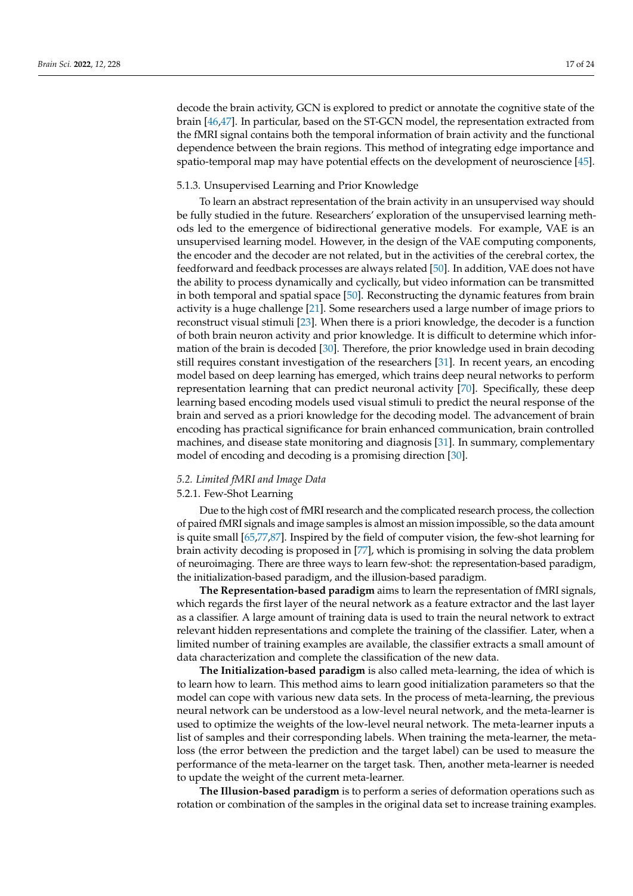decode the brain activity, GCN is explored to predict or annotate the cognitive state of the brain [46,47]. In particular, based on the ST-GCN model, the representation extracted from the fMRI signal contains both the temporal information of brain activity and the functional dependence between the brain regions. This method of integrating edge importance and spatio-temporal map may have potential effects on the development of neuroscience [45].

#### 5.1.3. Unsupervised Learning and Prior Knowledge

To learn an abstract representation of the brain activity in an unsupervised way should be fully studied in the future. Researchers' exploration of the unsupervised learning methods led to the emergence of bidirectional generative models. For example, VAE is an unsupervised learning model. However, in the design of the VAE computing components, the encoder and the decoder are not related, but in the activities of the cerebral cortex, the feedforward and feedback processes are always related [50]. In addition, VAE does not have the ability to process dynamically and cyclically, but video information can be transmitted in both temporal and spatial space [50]. Reconstructing the dynamic features from brain activity is a huge challenge [21]. Some researchers used a large number of image priors to reconstruct visual stimuli [23]. When there is a priori knowledge, the decoder is a function of both brain neuron activity and prior knowledge. It is difficult to determine which information of the brain is decoded [30]. Therefore, the prior knowledge used in brain decoding still requires constant investigation of the researchers [31]. In recent years, an encoding model based on deep learning has emerged, which trains deep neural networks to perform representation learning that can predict neuronal activity [70]. Specifically, these deep learning based encoding models used visual stimuli to predict the neural response of the brain and served as a priori knowledge for the decoding model. The advancement of brain encoding has practical significance for brain enhanced communication, brain controlled machines, and disease state monitoring and diagnosis [31]. In summary, complementary model of encoding and decoding is a promising direction [30].

### *5.2. Limited fMRI and Image Data*

#### 5.2.1. Few-Shot Learning

Due to the high cost of fMRI research and the complicated research process, the collection of paired fMRI signals and image samples is almost an mission impossible, so the data amount is quite small [65,77,87]. Inspired by the field of computer vision, the few-shot learning for brain activity decoding is proposed in [77], which is promising in solving the data problem of neuroimaging. There are three ways to learn few-shot: the representation-based paradigm, the initialization-based paradigm, and the illusion-based paradigm.

**The Representation-based paradigm** aims to learn the representation of fMRI signals, which regards the first layer of the neural network as a feature extractor and the last layer as a classifier. A large amount of training data is used to train the neural network to extract relevant hidden representations and complete the training of the classifier. Later, when a limited number of training examples are available, the classifier extracts a small amount of data characterization and complete the classification of the new data.

**The Initialization-based paradigm** is also called meta-learning, the idea of which is to learn how to learn. This method aims to learn good initialization parameters so that the model can cope with various new data sets. In the process of meta-learning, the previous neural network can be understood as a low-level neural network, and the meta-learner is used to optimize the weights of the low-level neural network. The meta-learner inputs a list of samples and their corresponding labels. When training the meta-learner, the meta-loss (the error between the prediction and the target label) can be used to measure the performance of the meta-learner on the target task. Then, another meta-learner is needed to update the weight of the current meta-learner.

**The Illusion-based paradigm** is to perform a series of deformation operations such as rotation or combination of the samples in the original data set to increase training examples.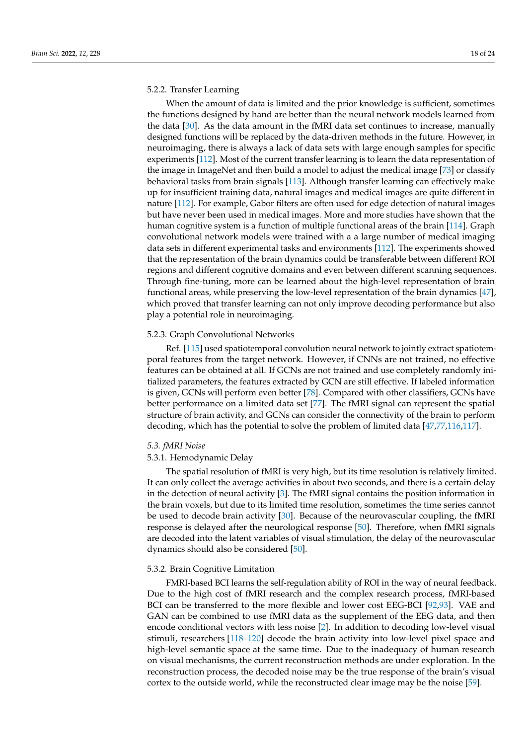#### 5.2.2. Transfer Learning

When the amount of data is limited and the prior knowledge is sufficient, sometimes the functions designed by hand are better than the neural network models learned from the data [30]. As the data amount in the fMRI data set continues to increase, manually designed functions will be replaced by the data-driven methods in the future. However, in neuroimaging, there is always a lack of data sets with large enough samples for specific experiments [112]. Most of the current transfer learning is to learn the data representation of the image in ImageNet and then build a model to adjust the medical image [73] or classify behavioral tasks from brain signals [113]. Although transfer learning can effectively make up for insufficient training data, natural images and medical images are quite different in nature [112]. For example, Gabor filters are often used for edge detection of natural images but have never been used in medical images. More and more studies have shown that the human cognitive system is a function of multiple functional areas of the brain [114]. Graph convolutional network models were trained with a a large number of medical imaging data sets in different experimental tasks and environments [112]. The experiments showed that the representation of the brain dynamics could be transferable between different ROI regions and different cognitive domains and even between different scanning sequences. Through fine-tuning, more can be learned about the high-level representation of brain functional areas, while preserving the low-level representation of the brain dynamics [47], which proved that transfer learning can not only improve decoding performance but also play a potential role in neuroimaging.

#### 5.2.3. Graph Convolutional Networks

Ref. [115] used spatiotemporal convolution neural network to jointly extract spatiotemporal features from the target network. However, if CNNs are not trained, no effective features can be obtained at all. If GCNs are not trained and use completely randomly initialized parameters, the features extracted by GCN are still effective. If labeled information is given, GCNs will perform even better [78]. Compared with other classifiers, GCNs have better performance on a limited data set [77]. The fMRI signal can represent the spatial structure of brain activity, and GCNs can consider the connectivity of the brain to perform decoding, which has the potential to solve the problem of limited data [47,77,116,117].

### *5.3. fMRI Noise*

#### 5.3.1. Hemodynamic Delay

The spatial resolution of fMRI is very high, but its time resolution is relatively limited. It can only collect the average activities in about two seconds, and there is a certain delay in the detection of neural activity [3]. The fMRI signal contains the position information in the brain voxels, but due to its limited time resolution, sometimes the time series cannot be used to decode brain activity [30]. Because of the neurovascular coupling, the fMRI response is delayed after the neurological response [50]. Therefore, when fMRI signals are decoded into the latent variables of visual stimulation, the delay of the neurovascular dynamics should also be considered [50].

#### 5.3.2. Brain Cognitive Limitation

FMRI-based BCI learns the self-regulation ability of ROI in the way of neural feedback. Due to the high cost of fMRI research and the complex research process, fMRI-based BCI can be transferred to the more flexible and lower cost EEG-BCI [92,93]. VAE and GAN can be combined to use fMRI data as the supplement of the EEG data, and then encode conditional vectors with less noise [2]. In addition to decoding low-level visual stimuli, researchers [118–120] decode the brain activity into low-level pixel space and high-level semantic space at the same time. Due to the inadequacy of human research on visual mechanisms, the current reconstruction methods are under exploration. In the reconstruction process, the decoded noise may be the true response of the brain's visual cortex to the outside world, while the reconstructed clear image may be the noise [59].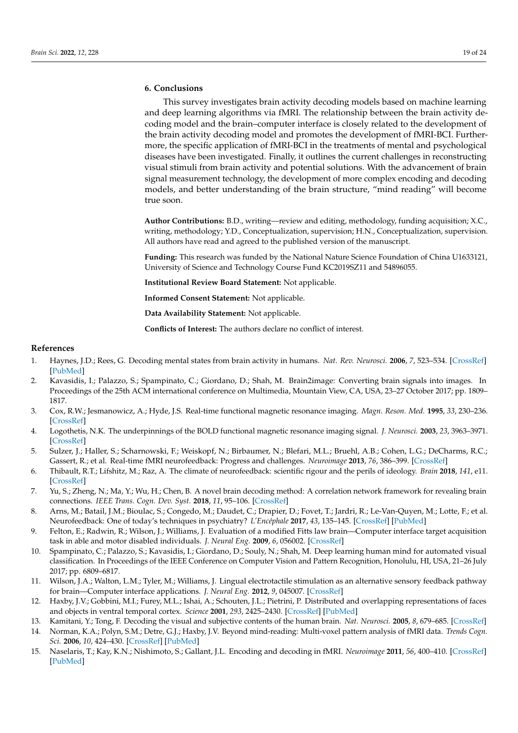## 6. Conclusions

This survey investigates brain activity decoding models based on machine learning and deep learning algorithms via fMRI. The relationship between the brain activity decoding model and the brain–computer interface is closely related to the development of the brain activity decoding model and promotes the development of fMRI-BCI. Furthermore, the specific application of fMRI-BCI in the treatments of mental and psychological diseases have been investigated. Finally, it outlines the current challenges in reconstructing visual stimuli from brain activity and potential solutions. With the advancement of brain signal measurement technology, the development of more complex encoding and decoding models, and better understanding of the brain structure, "mind reading" will become true soon.

**Author Contributions:** B.D., writing—review and editing, methodology, funding acquisition; X.C., writing, methodology; Y.D., Conceptualization, supervision; H.N., Conceptualization, supervision. All authors have read and agreed to the published version of the manuscript.

**Funding:** This research was funded by the National Nature Science Foundation of China U1633121, University of Science and Technology Course Fund KC2019SZ11 and 54896055.

**Institutional Review Board Statement:** Not applicable.

**Informed Consent Statement:** Not applicable.

**Data Availability Statement:** Not applicable.

**Conflicts of Interest:** The authors declare no conflict of interest.

## References

1. Haynes, J.D.; Rees, G. Decoding mental states from brain activity in humans. *Nat. Rev. Neurosci.* **2006**, *7*, 523–534. [CrossRef] [PubMed]
2. Kavasidis, I.; Palazzo, S.; Spampinato, C.; Giordano, D.; Shah, M. Brain2image: Converting brain signals into images. In Proceedings of the 25th ACM international conference on Multimedia, Mountain View, CA, USA, 23–27 October 2017; pp. 1809–1817.
3. Cox, R.W.; Jesmanowicz, A.; Hyde, J.S. Real-time functional magnetic resonance imaging. *Magn. Reson. Med.* **1995**, *33*, 230–236. [CrossRef]
4. Logothetis, N.K. The underpinnings of the BOLD functional magnetic resonance imaging signal. *J. Neurosci.* **2003**, *23*, 3963–3971. [CrossRef]
5. Sulzer, J.; Haller, S.; Scharnowski, F.; Weiskopf, N.; Birbaumer, N.; Blefari, M.L.; Bruehl, A.B.; Cohen, L.G.; DeCharms, R.C.; Gassert, R.; et al. Real-time fMRI neurofeedback: Progress and challenges. *Neuroimage* **2013**, *76*, 386–399. [CrossRef]
6. Thibault, R.T.; Lifshitz, M.; Raz, A. The climate of neurofeedback: scientific rigour and the perils of ideology. *Brain* **2018**, *141*, e11. [CrossRef]
7. Yu, S.; Zheng, N.; Ma, Y.; Wu, H.; Chen, B. A novel brain decoding method: A correlation network framework for revealing brain connections. *IEEE Trans. Cogn. Dev. Syst.* **2018**, *11*, 95–106. [CrossRef]
8. Arns, M.; Batail, J.M.; Bioulac, S.; Congedo, M.; Daudet, C.; Drapier, D.; Fovet, T.; Jardri, R.; Le-Van-Quyen, M.; Lotte, F.; et al. Neurofeedback: One of today's techniques in psychiatry? *L'Encéphale* **2017**, *43*, 135–145. [CrossRef] [PubMed]
9. Felton, E.; Radwin, R.; Wilson, J.; Williams, J. Evaluation of a modified Fitts law brain—Computer interface target acquisition task in able and motor disabled individuals. *J. Neural Eng.* **2009**, *6*, 056002. [CrossRef]
10. Spampinato, C.; Palazzo, S.; Kavasidis, I.; Giordano, D.; Souly, N.; Shah, M. Deep learning human mind for automated visual classification. In Proceedings of the IEEE Conference on Computer Vision and Pattern Recognition, Honolulu, HI, USA, 21–26 July 2017; pp. 6809–6817.
11. Wilson, J.A.; Walton, L.M.; Tyler, M.; Williams, J. Lingual electrotactile stimulation as an alternative sensory feedback pathway for brain—Computer interface applications. *J. Neural Eng.* **2012**, *9*, 045007. [CrossRef]
12. Haxby, J.V.; Gobbini, M.I.; Furey, M.L.; Ishai, A.; Schouten, J.L.; Pietrini, P. Distributed and overlapping representations of faces and objects in ventral temporal cortex. *Science* **2001**, *293*, 2425–2430. [CrossRef] [PubMed]
13. Kamitani, Y.; Tong, F. Decoding the visual and subjective contents of the human brain. *Nat. Neurosci.* **2005**, *8*, 679–685. [CrossRef]
14. Norman, K.A.; Polyn, S.M.; Detre, G.J.; Haxby, J.V. Beyond mind-reading: Multi-voxel pattern analysis of fMRI data. *Trends Cogn. Sci.* **2006**, *10*, 424–430. [CrossRef] [PubMed]
15. Naselaris, T.; Kay, K.N.; Nishimoto, S.; Gallant, J.L. Encoding and decoding in fMRI. *Neuroimage* **2011**, *56*, 400–410. [CrossRef] [PubMed]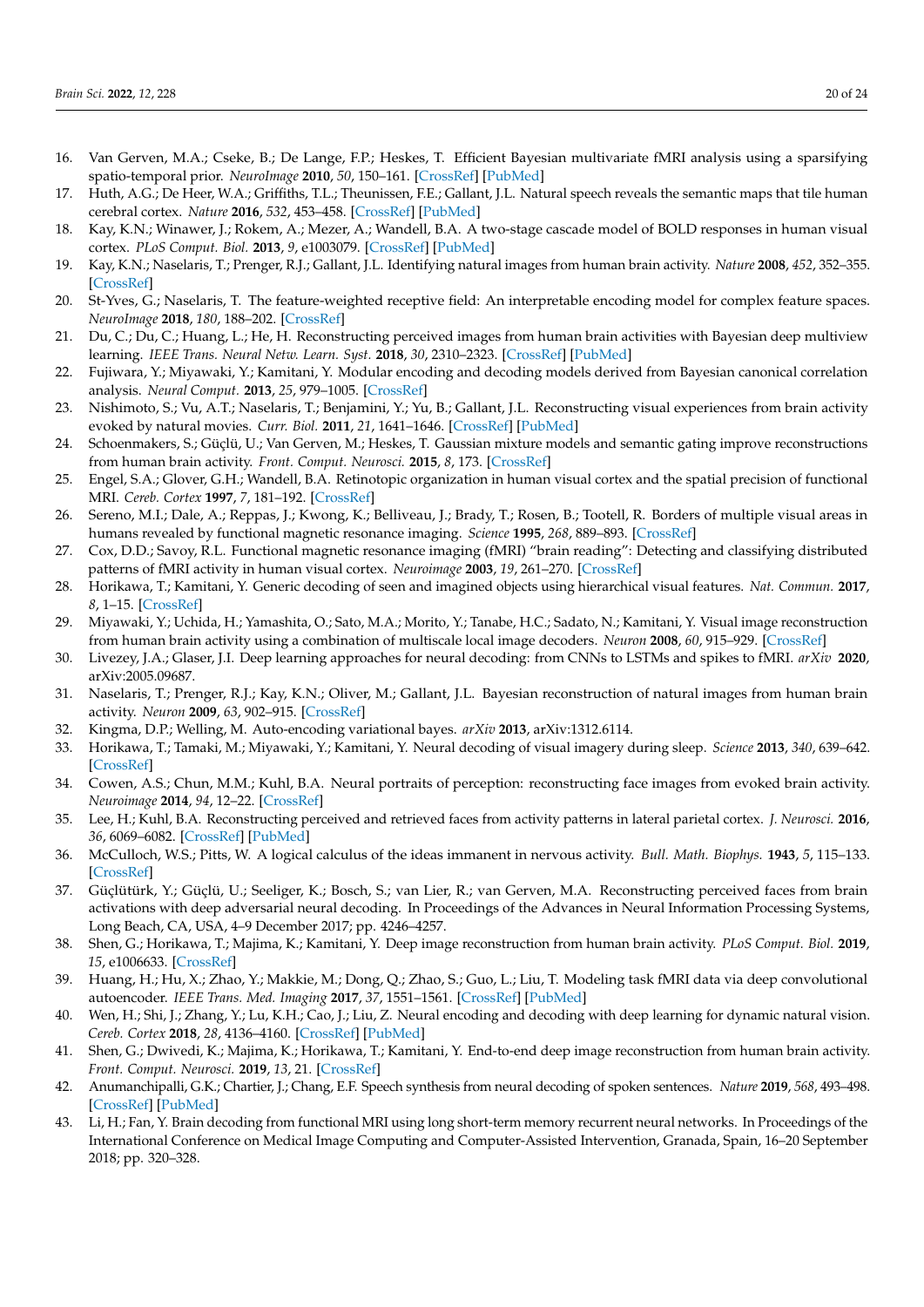16. Van Gerven, M.A.; Cseke, B.; De Lange, F.P.; Heskes, T. Efficient Bayesian multivariate fMRI analysis using a sparsifying spatio-temporal prior. *NeuroImage* **2010**, *50*, 150–161. [CrossRef] [PubMed]
17. Huth, A.G.; De Heer, W.A.; Griffiths, T.L.; Theunissen, F.E.; Gallant, J.L. Natural speech reveals the semantic maps that tile human cerebral cortex. *Nature* **2016**, *532*, 453–458. [CrossRef] [PubMed]
18. Kay, K.N.; Winawer, J.; Rokem, A.; Mezer, A.; Wandell, B.A. A two-stage cascade model of BOLD responses in human visual cortex. *PLoS Comput. Biol.* **2013**, *9*, e1003079. [CrossRef] [PubMed]
19. Kay, K.N.; Naselaris, T.; Prenger, R.J.; Gallant, J.L. Identifying natural images from human brain activity. *Nature* **2008**, *452*, 352–355. [CrossRef]
20. St-Yves, G.; Naselaris, T. The feature-weighted receptive field: An interpretable encoding model for complex feature spaces. *NeuroImage* **2018**, *180*, 188–202. [CrossRef]
21. Du, C.; Du, C.; Huang, L.; He, H. Reconstructing perceived images from human brain activities with Bayesian deep multiview learning. *IEEE Trans. Neural Netw. Learn. Syst.* **2018**, *30*, 2310–2323. [CrossRef] [PubMed]
22. Fujiwara, Y.; Miyawaki, Y.; Kamitani, Y. Modular encoding and decoding models derived from Bayesian canonical correlation analysis. *Neural Comput.* **2013**, *25*, 979–1005. [CrossRef]
23. Nishimoto, S.; Vu, A.T.; Naselaris, T.; Benjamini, Y.; Yu, B.; Gallant, J.L. Reconstructing visual experiences from brain activity evoked by natural movies. *Curr. Biol.* **2011**, *21*, 1641–1646. [CrossRef] [PubMed]
24. Schoenmakers, S.; Güçlü, U.; Van Gerven, M.; Heskes, T. Gaussian mixture models and semantic gating improve reconstructions from human brain activity. *Front. Comput. Neurosci.* **2015**, *8*, 173. [CrossRef]
25. Engel, S.A.; Glover, G.H.; Wandell, B.A. Retinotopic organization in human visual cortex and the spatial precision of functional MRI. *Cereb. Cortex* **1997**, *7*, 181–192. [CrossRef]
26. Sereno, M.I.; Dale, A.; Reppas, J.; Kwong, K.; Belliveau, J.; Brady, T.; Rosen, B.; Tootell, R. Borders of multiple visual areas in humans revealed by functional magnetic resonance imaging. *Science* **1995**, *268*, 889–893. [CrossRef]
27. Cox, D.D.; Savoy, R.L. Functional magnetic resonance imaging (fMRI) "brain reading": Detecting and classifying distributed patterns of fMRI activity in human visual cortex. *Neuroimage* **2003**, *19*, 261–270. [CrossRef]
28. Horikawa, T.; Kamitani, Y. Generic decoding of seen and imagined objects using hierarchical visual features. *Nat. Commun.* **2017**, *8*, 1–15. [CrossRef]
29. Miyawaki, Y.; Uchida, H.; Yamashita, O.; Sato, M.A.; Morito, Y.; Tanabe, H.C.; Sadato, N.; Kamitani, Y. Visual image reconstruction from human brain activity using a combination of multiscale local image decoders. *Neuron* **2008**, *60*, 915–929. [CrossRef]
30. Livezey, J.A.; Glaser, J.I. Deep learning approaches for neural decoding: from CNNs to LSTMs and spikes to fMRI. *arXiv* **2020**, arXiv:2005.09687.
31. Naselaris, T.; Prenger, R.J.; Kay, K.N.; Oliver, M.; Gallant, J.L. Bayesian reconstruction of natural images from human brain activity. *Neuron* **2009**, *63*, 902–915. [CrossRef]
32. Kingma, D.P.; Welling, M. Auto-encoding variational bayes. *arXiv* **2013**, arXiv:1312.6114.
33. Horikawa, T.; Tamaki, M.; Miyawaki, Y.; Kamitani, Y. Neural decoding of visual imagery during sleep. *Science* **2013**, *340*, 639–642. [CrossRef]
34. Cowen, A.S.; Chun, M.M.; Kuhl, B.A. Neural portraits of perception: reconstructing face images from evoked brain activity. *Neuroimage* **2014**, *94*, 12–22. [CrossRef]
35. Lee, H.; Kuhl, B.A. Reconstructing perceived and retrieved faces from activity patterns in lateral parietal cortex. *J. Neurosci.* **2016**, *36*, 6069–6082. [CrossRef] [PubMed]
36. McCulloch, W.S.; Pitts, W. A logical calculus of the ideas immanent in nervous activity. *Bull. Math. Biophys.* **1943**, *5*, 115–133. [CrossRef]
37. Güçlütürk, Y.; Güçlü, U.; Seeliger, K.; Bosch, S.; van Lier, R.; van Gerven, M.A. Reconstructing perceived faces from brain activations with deep adversarial neural decoding. In Proceedings of the Advances in Neural Information Processing Systems, Long Beach, CA, USA, 4–9 December 2017; pp. 4246–4257.
38. Shen, G.; Horikawa, T.; Majima, K.; Kamitani, Y. Deep image reconstruction from human brain activity. *PLoS Comput. Biol.* **2019**, *15*, e1006633. [CrossRef]
39. Huang, H.; Hu, X.; Zhao, Y.; Makkie, M.; Dong, Q.; Zhao, S.; Guo, L.; Liu, T. Modeling task fMRI data via deep convolutional autoencoder. *IEEE Trans. Med. Imaging* **2017**, *37*, 1551–1561. [CrossRef] [PubMed]
40. Wen, H.; Shi, J.; Zhang, Y.; Lu, K.H.; Cao, J.; Liu, Z. Neural encoding and decoding with deep learning for dynamic natural vision. *Cereb. Cortex* **2018**, *28*, 4136–4160. [CrossRef] [PubMed]
41. Shen, G.; Dwivedi, K.; Majima, K.; Horikawa, T.; Kamitani, Y. End-to-end deep image reconstruction from human brain activity. *Front. Comput. Neurosci.* **2019**, *13*, 21. [CrossRef]
42. Anumanchipalli, G.K.; Chartier, J.; Chang, E.F. Speech synthesis from neural decoding of spoken sentences. *Nature* **2019**, *568*, 493–498. [CrossRef] [PubMed]
43. Li, H.; Fan, Y. Brain decoding from functional MRI using long short-term memory recurrent neural networks. In Proceedings of the International Conference on Medical Image Computing and Computer-Assisted Intervention, Granada, Spain, 16–20 September 2018; pp. 320–328.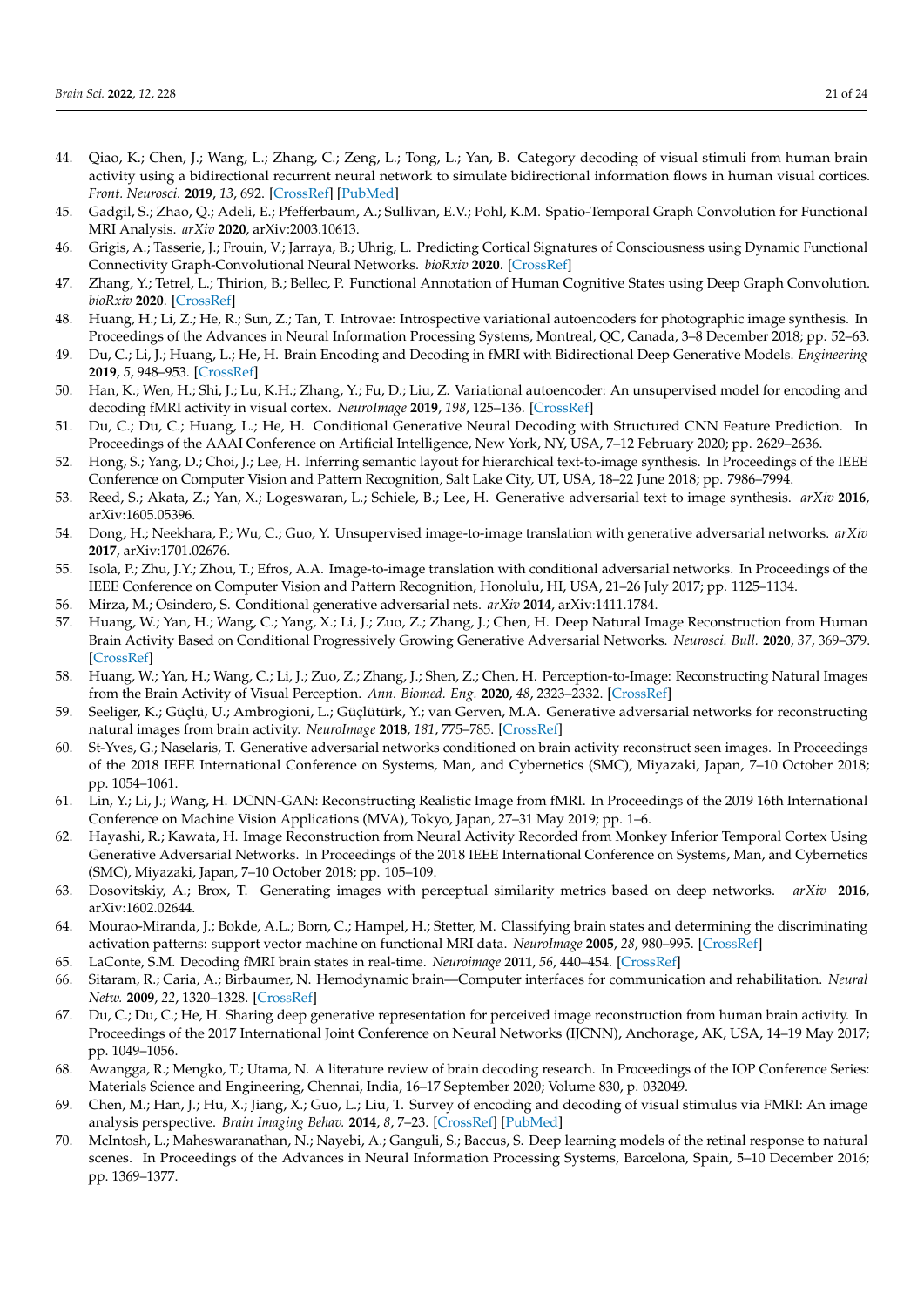44. Qiao, K.; Chen, J.; Wang, L.; Zhang, C.; Zeng, L.; Tong, L.; Yan, B. Category decoding of visual stimuli from human brain activity using a bidirectional recurrent neural network to simulate bidirectional information flows in human visual cortices. *Front. Neurosci.* **2019**, *13*, 692. [CrossRef] [PubMed]
45. Gadgil, S.; Zhao, Q.; Adeli, E.; Pfefferbaum, A.; Sullivan, E.V.; Pohl, K.M. Spatio-Temporal Graph Convolution for Functional MRI Analysis. *arXiv* **2020**, arXiv:2003.10613.
46. Grigis, A.; Tasserie, J.; Frouin, V.; Jarraya, B.; Uhrig, L. Predicting Cortical Signatures of Consciousness using Dynamic Functional Connectivity Graph-Convolutional Neural Networks. *bioRxiv* **2020**. [CrossRef]
47. Zhang, Y.; Tetrel, L.; Thirion, B.; Bellec, P. Functional Annotation of Human Cognitive States using Deep Graph Convolution. *bioRxiv* **2020**. [CrossRef]
48. Huang, H.; Li, Z.; He, R.; Sun, Z.; Tan, T. Introvae: Introspective variational autoencoders for photographic image synthesis. In Proceedings of the Advances in Neural Information Processing Systems, Montreal, QC, Canada, 3–8 December 2018; pp. 52–63.
49. Du, C.; Li, J.; Huang, L.; He, H. Brain Encoding and Decoding in fMRI with Bidirectional Deep Generative Models. *Engineering* **2019**, *5*, 948–953. [CrossRef]
50. Han, K.; Wen, H.; Shi, J.; Lu, K.H.; Zhang, Y.; Fu, D.; Liu, Z. Variational autoencoder: An unsupervised model for encoding and decoding fMRI activity in visual cortex. *NeuroImage* **2019**, *198*, 125–136. [CrossRef]
51. Du, C.; Du, C.; Huang, L.; He, H. Conditional Generative Neural Decoding with Structured CNN Feature Prediction. In Proceedings of the AAAI Conference on Artificial Intelligence, New York, NY, USA, 7–12 February 2020; pp. 2629–2636.
52. Hong, S.; Yang, D.; Choi, J.; Lee, H. Inferring semantic layout for hierarchical text-to-image synthesis. In Proceedings of the IEEE Conference on Computer Vision and Pattern Recognition, Salt Lake City, UT, USA, 18–22 June 2018; pp. 7986–7994.
53. Reed, S.; Akata, Z.; Yan, X.; Logeswaran, L.; Schiele, B.; Lee, H. Generative adversarial text to image synthesis. *arXiv* **2016**, arXiv:1605.05396.
54. Dong, H.; Neekhara, P.; Wu, C.; Guo, Y. Unsupervised image-to-image translation with generative adversarial networks. *arXiv* **2017**, arXiv:1701.02676.
55. Isola, P.; Zhu, J.Y.; Zhou, T.; Efros, A.A. Image-to-image translation with conditional adversarial networks. In Proceedings of the IEEE Conference on Computer Vision and Pattern Recognition, Honolulu, HI, USA, 21–26 July 2017; pp. 1125–1134.
56. Mirza, M.; Osindero, S. Conditional generative adversarial nets. *arXiv* **2014**, arXiv:1411.1784.
57. Huang, W.; Yan, H.; Wang, C.; Yang, X.; Li, J.; Zuo, Z.; Zhang, J.; Chen, H. Deep Natural Image Reconstruction from Human Brain Activity Based on Conditional Progressively Growing Generative Adversarial Networks. *Neurosci. Bull.* **2020**, *37*, 369–379. [CrossRef]
58. Huang, W.; Yan, H.; Wang, C.; Li, J.; Zuo, Z.; Zhang, J.; Shen, Z.; Chen, H. Perception-to-Image: Reconstructing Natural Images from the Brain Activity of Visual Perception. *Ann. Biomed. Eng.* **2020**, *48*, 2323–2332. [CrossRef]
59. Seeliger, K.; Güçlü, U.; Ambrogioni, L.; Güçlütürk, Y.; van Gerven, M.A. Generative adversarial networks for reconstructing natural images from brain activity. *NeuroImage* **2018**, *181*, 775–785. [CrossRef]
60. St-Yves, G.; Naselaris, T. Generative adversarial networks conditioned on brain activity reconstruct seen images. In Proceedings of the 2018 IEEE International Conference on Systems, Man, and Cybernetics (SMC), Miyazaki, Japan, 7–10 October 2018; pp. 1054–1061.
61. Lin, Y.; Li, J.; Wang, H. DCNN-GAN: Reconstructing Realistic Image from fMRI. In Proceedings of the 2019 16th International Conference on Machine Vision Applications (MVA), Tokyo, Japan, 27–31 May 2019; pp. 1–6.
62. Hayashi, R.; Kawata, H. Image Reconstruction from Neural Activity Recorded from Monkey Inferior Temporal Cortex Using Generative Adversarial Networks. In Proceedings of the 2018 IEEE International Conference on Systems, Man, and Cybernetics (SMC), Miyazaki, Japan, 7–10 October 2018; pp. 105–109.
63. Dosovitskiy, A.; Brox, T. Generating images with perceptual similarity metrics based on deep networks. *arXiv* **2016**, arXiv:1602.02644.
64. Mourao-Miranda, J.; Bokde, A.L.; Born, C.; Hampel, H.; Stetter, M. Classifying brain states and determining the discriminating activation patterns: support vector machine on functional MRI data. *NeuroImage* **2005**, *28*, 980–995. [CrossRef]
65. LaConte, S.M. Decoding fMRI brain states in real-time. *Neuroimage* **2011**, *56*, 440–454. [CrossRef]
66. Sitaram, R.; Caria, A.; Birbaumer, N. Hemodynamic brain—Computer interfaces for communication and rehabilitation. *Neural Netw.* **2009**, *22*, 1320–1328. [CrossRef]
67. Du, C.; Du, C.; He, H. Sharing deep generative representation for perceived image reconstruction from human brain activity. In Proceedings of the 2017 International Joint Conference on Neural Networks (IJCNN), Anchorage, AK, USA, 14–19 May 2017; pp. 1049–1056.
68. Awangga, R.; Mengko, T.; Utama, N. A literature review of brain decoding research. In Proceedings of the IOP Conference Series: Materials Science and Engineering, Chennai, India, 16–17 September 2020; Volume 830, p. 032049.
69. Chen, M.; Han, J.; Hu, X.; Jiang, X.; Guo, L.; Liu, T. Survey of encoding and decoding of visual stimulus via FMRI: An image analysis perspective. *Brain Imaging Behav.* **2014**, *8*, 7–23. [CrossRef] [PubMed]
70. McIntosh, L.; Maheswaranathan, N.; Nayebi, A.; Ganguli, S.; Baccus, S. Deep learning models of the retinal response to natural scenes. In Proceedings of the Advances in Neural Information Processing Systems, Barcelona, Spain, 5–10 December 2016; pp. 1369–1377.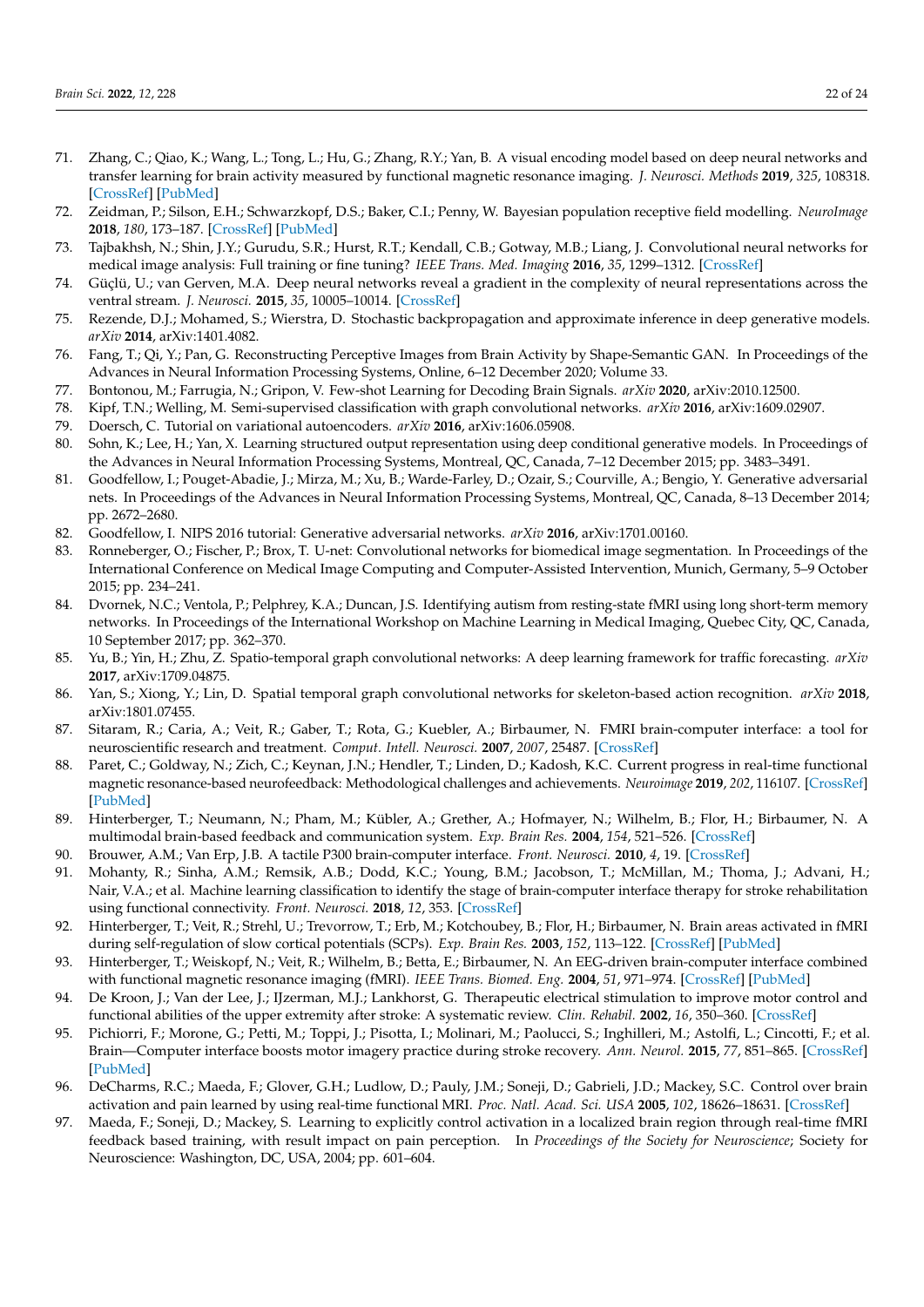71. Zhang, C.; Qiao, K.; Wang, L.; Tong, L.; Hu, G.; Zhang, R.Y.; Yan, B. A visual encoding model based on deep neural networks and transfer learning for brain activity measured by functional magnetic resonance imaging. *J. Neurosci. Methods* **2019**, *325*, 108318. [CrossRef] [PubMed]
72. Zeidman, P.; Silson, E.H.; Schwarzkopf, D.S.; Baker, C.I.; Penny, W. Bayesian population receptive field modelling. *NeuroImage* **2018**, *180*, 173–187. [CrossRef] [PubMed]
73. Tajbakhsh, N.; Shin, J.Y.; Gurudu, S.R.; Hurst, R.T.; Kendall, C.B.; Gotway, M.B.; Liang, J. Convolutional neural networks for medical image analysis: Full training or fine tuning? *IEEE Trans. Med. Imaging* **2016**, *35*, 1299–1312. [CrossRef]
74. Güçlü, U.; van Gerven, M.A. Deep neural networks reveal a gradient in the complexity of neural representations across the ventral stream. *J. Neurosci.* **2015**, *35*, 10005–10014. [CrossRef]
75. Rezende, D.J.; Mohamed, S.; Wierstra, D. Stochastic backpropagation and approximate inference in deep generative models. *arXiv* **2014**, arXiv:1401.4082.
76. Fang, T.; Qi, Y.; Pan, G. Reconstructing Perceptive Images from Brain Activity by Shape-Semantic GAN. In Proceedings of the Advances in Neural Information Processing Systems, Online, 6–12 December 2020; Volume 33.
77. Bontonou, M.; Farrugia, N.; Gripon, V. Few-shot Learning for Decoding Brain Signals. *arXiv* **2020**, arXiv:2010.12500.
78. Kipf, T.N.; Welling, M. Semi-supervised classification with graph convolutional networks. *arXiv* **2016**, arXiv:1609.02907.
79. Doersch, C. Tutorial on variational autoencoders. *arXiv* **2016**, arXiv:1606.05908.
80. Sohn, K.; Lee, H.; Yan, X. Learning structured output representation using deep conditional generative models. In Proceedings of the Advances in Neural Information Processing Systems, Montreal, QC, Canada, 7–12 December 2015; pp. 3483–3491.
81. Goodfellow, I.; Pouget-Abadie, J.; Mirza, M.; Xu, B.; Warde-Farley, D.; Ozair, S.; Courville, A.; Bengio, Y. Generative adversarial nets. In Proceedings of the Advances in Neural Information Processing Systems, Montreal, QC, Canada, 8–13 December 2014; pp. 2672–2680.
82. Goodfellow, I. NIPS 2016 tutorial: Generative adversarial networks. *arXiv* **2016**, arXiv:1701.00160.
83. Ronneberger, O.; Fischer, P.; Brox, T. U-net: Convolutional networks for biomedical image segmentation. In Proceedings of the International Conference on Medical Image Computing and Computer-Assisted Intervention, Munich, Germany, 5–9 October 2015; pp. 234–241.
84. Dvornek, N.C.; Ventola, P.; Pelphrey, K.A.; Duncan, J.S. Identifying autism from resting-state fMRI using long short-term memory networks. In Proceedings of the International Workshop on Machine Learning in Medical Imaging, Quebec City, QC, Canada, 10 September 2017; pp. 362–370.
85. Yu, B.; Yin, H.; Zhu, Z. Spatio-temporal graph convolutional networks: A deep learning framework for traffic forecasting. *arXiv* **2017**, arXiv:1709.04875.
86. Yan, S.; Xiong, Y.; Lin, D. Spatial temporal graph convolutional networks for skeleton-based action recognition. *arXiv* **2018**, arXiv:1801.07455.
87. Sitaram, R.; Caria, A.; Veit, R.; Gaber, T.; Rota, G.; Kuebler, A.; Birbaumer, N. FMRI brain-computer interface: a tool for neuroscientific research and treatment. *Comput. Intell. Neurosci.* **2007**, *2007*, 25487. [CrossRef]
88. Paret, C.; Goldway, N.; Zich, C.; Keynan, J.N.; Hendler, T.; Linden, D.; Kadosh, K.C. Current progress in real-time functional magnetic resonance-based neurofeedback: Methodological challenges and achievements. *Neuroimage* **2019**, *202*, 116107. [CrossRef] [PubMed]
89. Hinterberger, T.; Neumann, N.; Pham, M.; Kübler, A.; Grether, A.; Hofmayer, N.; Wilhelm, B.; Flor, H.; Birbaumer, N. A multimodal brain-based feedback and communication system. *Exp. Brain Res.* **2004**, *154*, 521–526. [CrossRef]
90. Brouwer, A.M.; Van Erp, J.B. A tactile P300 brain-computer interface. *Front. Neurosci.* **2010**, *4*, 19. [CrossRef]
91. Mohanty, R.; Sinha, A.M.; Remsik, A.B.; Dodd, K.C.; Young, B.M.; Jacobson, T.; McMillan, M.; Thoma, J.; Advani, H.; Nair, V.A.; et al. Machine learning classification to identify the stage of brain-computer interface therapy for stroke rehabilitation using functional connectivity. *Front. Neurosci.* **2018**, *12*, 353. [CrossRef]
92. Hinterberger, T.; Veit, R.; Strehl, U.; Trevorrow, T.; Erb, M.; Kotchoubey, B.; Flor, H.; Birbaumer, N. Brain areas activated in fMRI during self-regulation of slow cortical potentials (SCPs). *Exp. Brain Res.* **2003**, *152*, 113–122. [CrossRef] [PubMed]
93. Hinterberger, T.; Weiskopf, N.; Veit, R.; Wilhelm, B.; Betta, E.; Birbaumer, N. An EEG-driven brain-computer interface combined with functional magnetic resonance imaging (fMRI). *IEEE Trans. Biomed. Eng.* **2004**, *51*, 971–974. [CrossRef] [PubMed]
94. De Kroon, J.; Van der Lee, J.; IJzerman, M.J.; Lankhorst, G. Therapeutic electrical stimulation to improve motor control and functional abilities of the upper extremity after stroke: A systematic review. *Clin. Rehabil.* **2002**, *16*, 350–360. [CrossRef]
95. Pichiorri, F.; Morone, G.; Petti, M.; Toppi, J.; Pisotta, I.; Molinari, M.; Paolucci, S.; Inghilleri, M.; Astolfi, L.; Cincotti, F.; et al. Brain—Computer interface boosts motor imagery practice during stroke recovery. *Ann. Neurol.* **2015**, *77*, 851–865. [CrossRef] [PubMed]
96. DeCharms, R.C.; Maeda, F.; Glover, G.H.; Ludlow, D.; Pauly, J.M.; Soneji, D.; Gabrieli, J.D.; Mackey, S.C. Control over brain activation and pain learned by using real-time functional MRI. *Proc. Natl. Acad. Sci. USA* **2005**, *102*, 18626–18631. [CrossRef]
97. Maeda, F.; Soneji, D.; Mackey, S. Learning to explicitly control activation in a localized brain region through real-time fMRI feedback based training, with result impact on pain perception. In *Proceedings of the Society for Neuroscience*; Society for Neuroscience: Washington, DC, USA, 2004; pp. 601–604.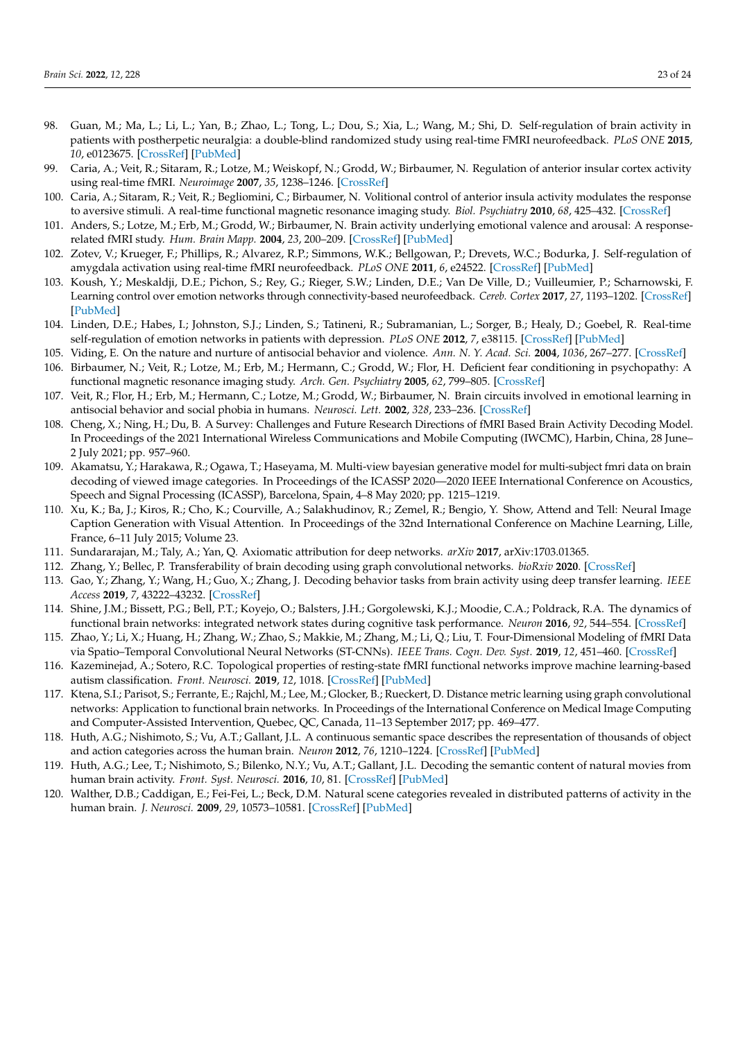98. Guan, M.; Ma, L.; Li, L.; Yan, B.; Zhao, L.; Tong, L.; Dou, S.; Xia, L.; Wang, M.; Shi, D. Self-regulation of brain activity in patients with postherpetic neuralgia: a double-blind randomized study using real-time FMRI neurofeedback. *PLoS ONE* **2015**, *10*, e0123675. [CrossRef] [PubMed]
99. Caria, A.; Veit, R.; Sitaram, R.; Lotze, M.; Weiskopf, N.; Grodd, W.; Birbaumer, N. Regulation of anterior insular cortex activity using real-time fMRI. *Neuroimage* **2007**, *35*, 1238–1246. [CrossRef]
100. Caria, A.; Sitaram, R.; Veit, R.; Begliomini, C.; Birbaumer, N. Volitional control of anterior insula activity modulates the response to aversive stimuli. A real-time functional magnetic resonance imaging study. *Biol. Psychiatry* **2010**, *68*, 425–432. [CrossRef]
101. Anders, S.; Lotze, M.; Erb, M.; Grodd, W.; Birbaumer, N. Brain activity underlying emotional valence and arousal: A response-related fMRI study. *Hum. Brain Mapp.* **2004**, *23*, 200–209. [CrossRef] [PubMed]
102. Zotev, V.; Krueger, F.; Phillips, R.; Alvarez, R.P.; Simmons, W.K.; Bellgowan, P.; Drevets, W.C.; Bodurka, J. Self-regulation of amygdala activation using real-time fMRI neurofeedback. *PLoS ONE* **2011**, *6*, e24522. [CrossRef] [PubMed]
103. Koush, Y.; Meskaldji, D.E.; Pichon, S.; Rey, G.; Rieger, S.W.; Linden, D.E.; Van De Ville, D.; Vuilleumier, P.; Scharnowski, F. Learning control over emotion networks through connectivity-based neurofeedback. *Cereb. Cortex* **2017**, *27*, 1193–1202. [CrossRef] [PubMed]
104. Linden, D.E.; Habes, I.; Johnston, S.J.; Linden, S.; Tatineni, R.; Subramanian, L.; Sorger, B.; Healy, D.; Goebel, R. Real-time self-regulation of emotion networks in patients with depression. *PLoS ONE* **2012**, *7*, e38115. [CrossRef] [PubMed]
105. Viding, E. On the nature and nurture of antisocial behavior and violence. *Ann. N. Y. Acad. Sci.* **2004**, *1036*, 267–277. [CrossRef]
106. Birbaumer, N.; Veit, R.; Lotze, M.; Erb, M.; Hermann, C.; Grodd, W.; Flor, H. Deficient fear conditioning in psychopathy: A functional magnetic resonance imaging study. *Arch. Gen. Psychiatry* **2005**, *62*, 799–805. [CrossRef]
107. Veit, R.; Flor, H.; Erb, M.; Hermann, C.; Lotze, M.; Grodd, W.; Birbaumer, N. Brain circuits involved in emotional learning in antisocial behavior and social phobia in humans. *Neurosci. Lett.* **2002**, *328*, 233–236. [CrossRef]
108. Cheng, X.; Ning, H.; Du, B. A Survey: Challenges and Future Research Directions of fMRI Based Brain Activity Decoding Model. In Proceedings of the 2021 International Wireless Communications and Mobile Computing (IWCMC), Harbin, China, 28 June–2 July 2021; pp. 957–960.
109. Akamatsu, Y.; Harakawa, R.; Ogawa, T.; Haseyama, M. Multi-view bayesian generative model for multi-subject fmri data on brain decoding of viewed image categories. In Proceedings of the ICASSP 2020—2020 IEEE International Conference on Acoustics, Speech and Signal Processing (ICASSP), Barcelona, Spain, 4–8 May 2020; pp. 1215–1219.
110. Xu, K.; Ba, J.; Kiros, R.; Cho, K.; Courville, A.; Salakhudinov, R.; Zemel, R.; Bengio, Y. Show, Attend and Tell: Neural Image Caption Generation with Visual Attention. In Proceedings of the 32nd International Conference on Machine Learning, Lille, France, 6–11 July 2015; Volume 23.
111. Sundararajan, M.; Taly, A.; Yan, Q. Axiomatic attribution for deep networks. *arXiv* **2017**, arXiv:1703.01365.
112. Zhang, Y.; Bellec, P. Transferability of brain decoding using graph convolutional networks. *bioRxiv* **2020**. [CrossRef]
113. Gao, Y.; Zhang, Y.; Wang, H.; Guo, X.; Zhang, J. Decoding behavior tasks from brain activity using deep transfer learning. *IEEE Access* **2019**, *7*, 43222–43232. [CrossRef]
114. Shine, J.M.; Bissett, P.G.; Bell, P.T.; Koyejo, O.; Balsters, J.H.; Gorgolewski, K.J.; Moodie, C.A.; Poldrack, R.A. The dynamics of functional brain networks: integrated network states during cognitive task performance. *Neuron* **2016**, *92*, 544–554. [CrossRef]
115. Zhao, Y.; Li, X.; Huang, H.; Zhang, W.; Zhao, S.; Makkie, M.; Zhang, M.; Li, Q.; Liu, T. Four-Dimensional Modeling of fMRI Data via Spatio–Temporal Convolutional Neural Networks (ST-CNNs). *IEEE Trans. Cogn. Dev. Syst.* **2019**, *12*, 451–460. [CrossRef]
116. Kazeminejad, A.; Sotero, R.C. Topological properties of resting-state fMRI functional networks improve machine learning-based autism classification. *Front. Neurosci.* **2019**, *12*, 1018. [CrossRef] [PubMed]
117. Ktena, S.I.; Parisot, S.; Ferrante, E.; Rajchl, M.; Lee, M.; Glocker, B.; Rueckert, D. Distance metric learning using graph convolutional networks: Application to functional brain networks. In Proceedings of the International Conference on Medical Image Computing and Computer-Assisted Intervention, Quebec, QC, Canada, 11–13 September 2017; pp. 469–477.
118. Huth, A.G.; Nishimoto, S.; Vu, A.T.; Gallant, J.L. A continuous semantic space describes the representation of thousands of object and action categories across the human brain. *Neuron* **2012**, *76*, 1210–1224. [CrossRef] [PubMed]
119. Huth, A.G.; Lee, T.; Nishimoto, S.; Bilenko, N.Y.; Vu, A.T.; Gallant, J.L. Decoding the semantic content of natural movies from human brain activity. *Front. Syst. Neurosci.* **2016**, *10*, 81. [CrossRef] [PubMed]
120. Walther, D.B.; Caddigan, E.; Fei-Fei, L.; Beck, D.M. Natural scene categories revealed in distributed patterns of activity in the human brain. *J. Neurosci.* **2009**, *29*, 10573–10581. [CrossRef] [PubMed]